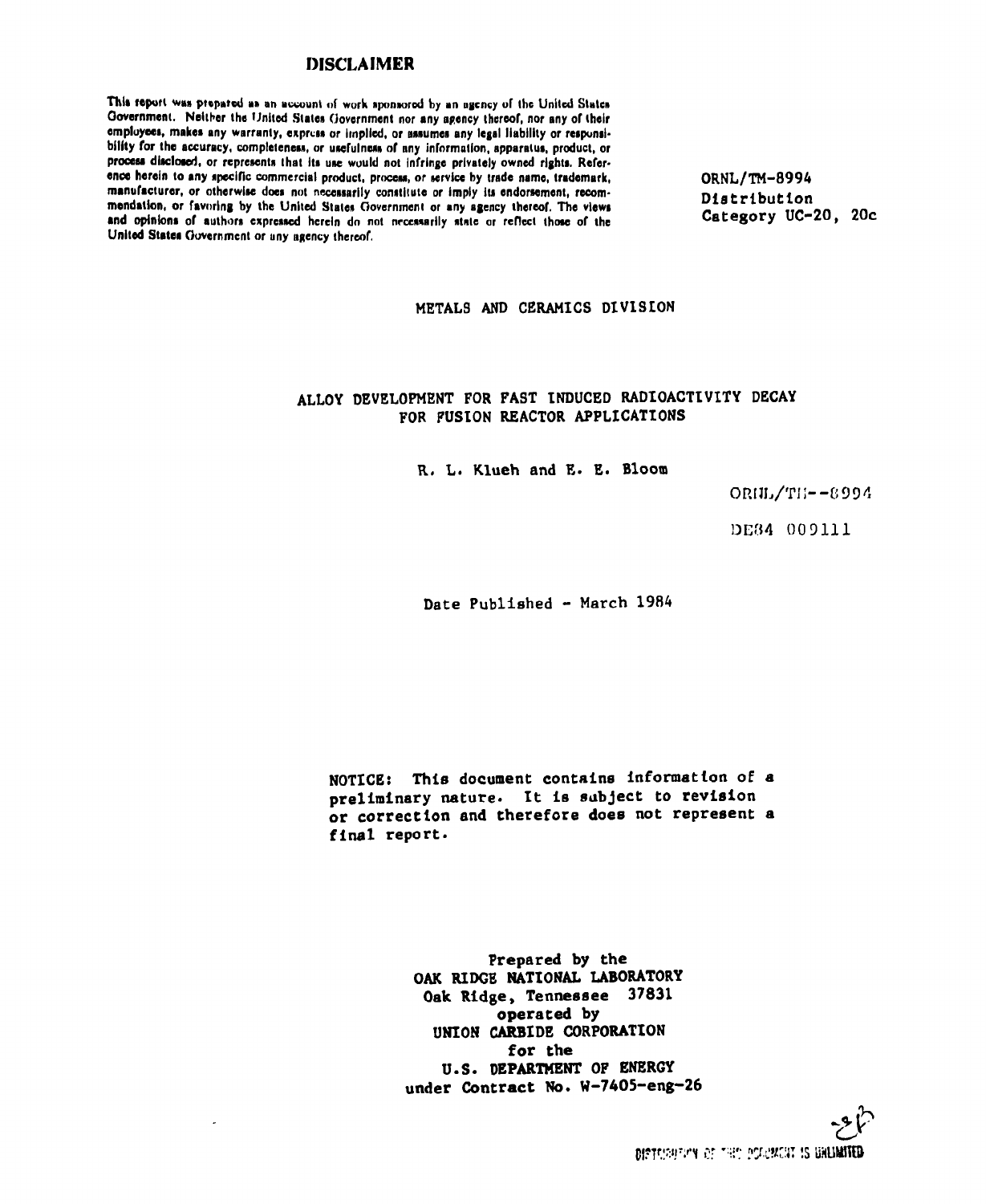## DISCLAIMER

This report was prepared as an account of work sponsored by an agency of the United States Government. Neither the United States Government nor any agency thereof, nor any of their employees, makes any warranty, express or implied, or assumes any legal liability or responsibility for the accuracy, completeness, or usefulness of any information, apparatus, product, or process disclosed, or represents that its use would not infringe privately owned rights. Reference herein to any specific commercial product, process, or service by trade name, trademark, manufacturer, or otherwise does not necessarily constitute or imply its endorsement, recommendation, or favoring by the United States Government or any agency thereof. The views and opinions of authors expressed herein do not necessarily state or reflect those of the United States Government or any agency thereof.

ORNL/TM-8994
Distribution
Category UC-20, 20c

METALS AND CERAMICS DIVISION

# ALLOY DEVELOPMENT FOR FAST INDUCED RADIOACTIVITY DECAY FOR FUSION REACTOR APPLICATIONS

R. L. Klueh and E. E. Bloom

ORNL/TM--8994

DE84 009111

Date Published - March 1984

NOTICE: This document contains information of a preliminary nature. It is subject to revision or correction and therefore does not represent a final report.

Prepared by the
OAK RIDGE NATIONAL LABORATORY
Oak Ridge, Tennessee 37831
operated by
UNION CARBIDE CORPORATION
for the
U.S. DEPARTMENT OF ENERGY
under Contract No. W-7405-eng-26

DISTRIBUTION OF THIS DOCUMENT IS UNLIMITED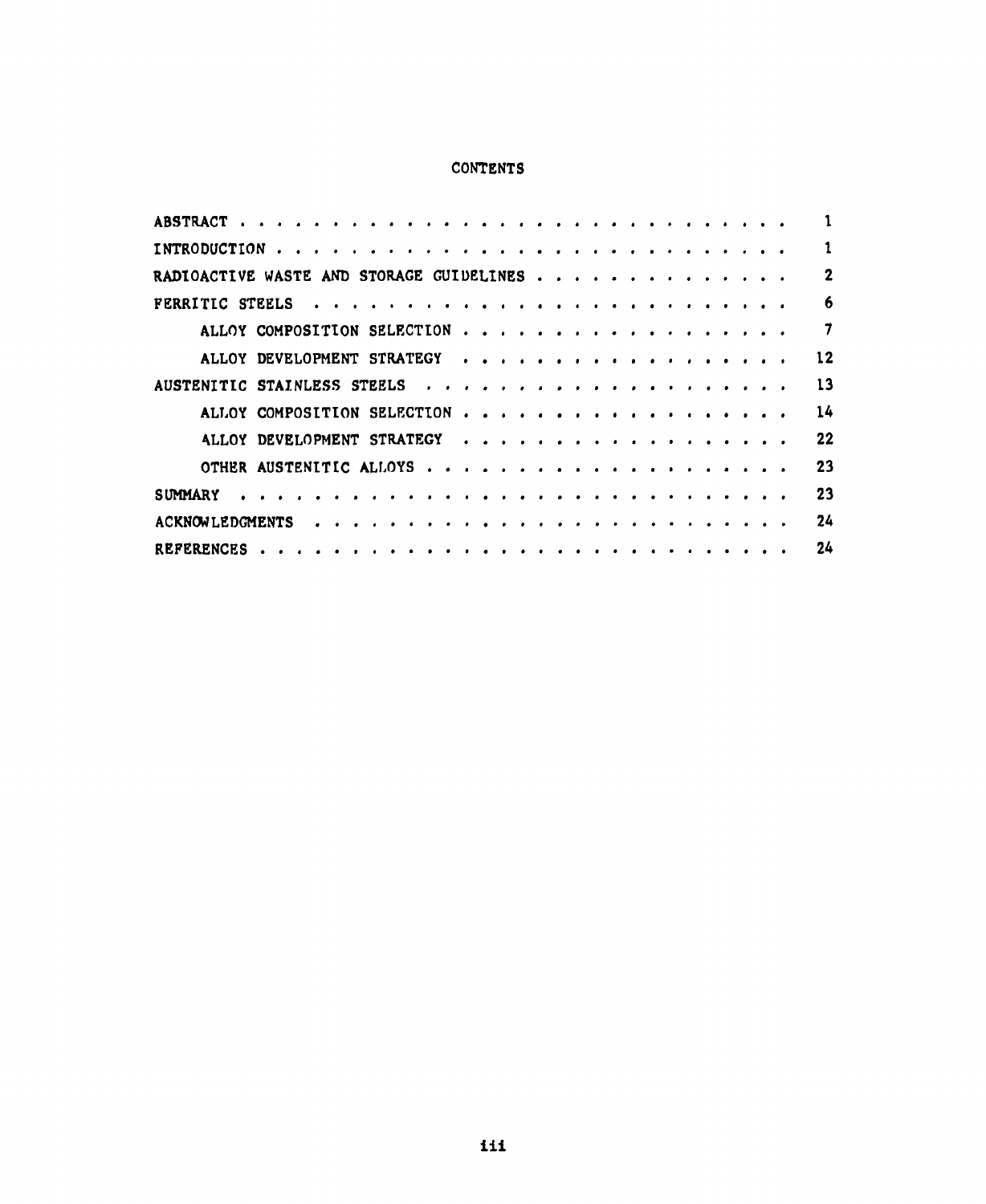# CONTENTS

| | |
|---|---|
| ABSTRACT | 1 |
| INTRODUCTION | 1 |
| RADIOACTIVE WASTE AND STORAGE GUIDELINES | 2 |
| FERRITIC STEELS | 6 |
| ALLOY COMPOSITION SELECTION | 7 |
| ALLOY DEVELOPMENT STRATEGY | 12 |
| AUSTENITIC STAINLESS STEELS | 13 |
| ALLOY COMPOSITION SELECTION | 14 |
| ALLOY DEVELOPMENT STRATEGY | 22 |
| OTHER AUSTENITIC ALLOYS | 23 |
| SUMMARY | 23 |
| ACKNOWLEDGMENTS | 24 |
| REFERENCES | 24 |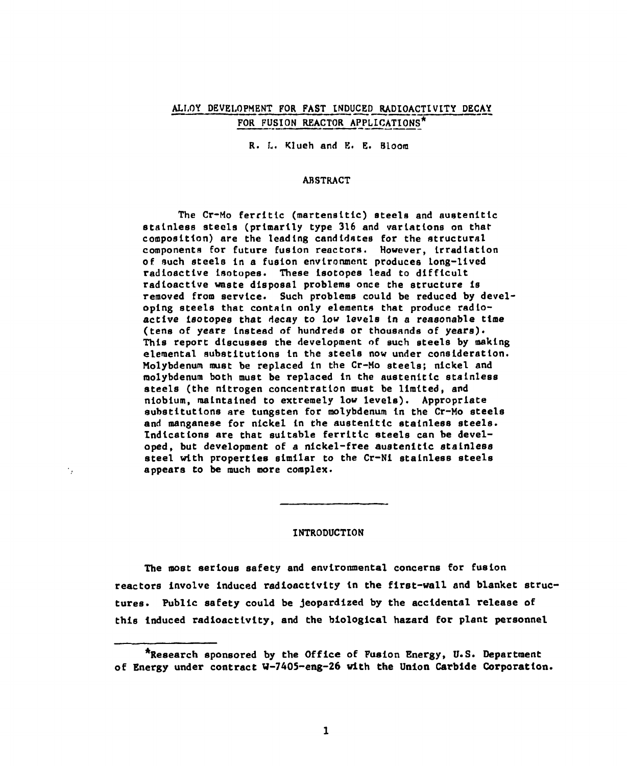# ALLOY DEVELOPMENT FOR FAST INDUCED RADIOACTIVITY DECAY FOR FUSION REACTOR APPLICATIONS*

R. L. Klueh and E. E. Bloom

## ABSTRACT

The Cr-Mo ferritic (martensitic) steels and austenitic stainless steels (primarily type 316 and variations on that composition) are the leading candidates for the structural components for future fusion reactors. However, irradiation of such steels in a fusion environment produces long-lived radioactive isotopes. These isotopes lead to difficult radioactive waste disposal problems once the structure is removed from service. Such problems could be reduced by developing steels that contain only elements that produce radioactive isotopes that decay to low levels in a reasonable time (tens of years instead of hundreds or thousands of years). This report discusses the development of such steels by making elemental substitutions in the steels now under consideration. Molybdenum must be replaced in the Cr-Mo steels; nickel and molybdenum both must be replaced in the austenitic stainless steels (the nitrogen concentration must be limited, and niobium, maintained to extremely low levels). Appropriate substitutions are tungsten for molybdenum in the Cr-Mo steels and manganese for nickel in the austenitic stainless steels. Indications are that suitable ferritic steels can be developed, but development of a nickel-free austenitic stainless steel with properties similar to the Cr-Ni stainless steels appears to be much more complex.

## INTRODUCTION

The most serious safety and environmental concerns for fusion reactors involve induced radioactivity in the first-wall and blanket structures. Public safety could be jeopardized by the accidental release of this induced radioactivity, and the biological hazard for plant personnel

*Research sponsored by the Office of Fusion Energy, U.S. Department of Energy under contract W-7405-eng-26 with the Union Carbide Corporation.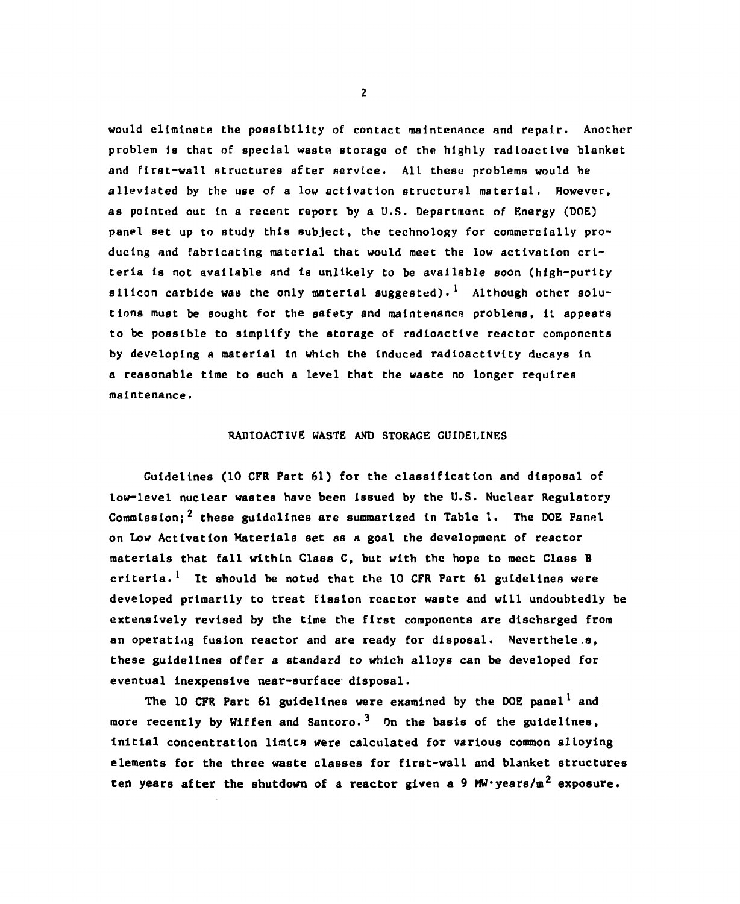would eliminate the possibility of contact maintenance and repair. Another problem is that of special waste storage of the highly radioactive blanket and first-wall structures after service. All these problems would be alleviated by the use of a low activation structural material. However, as pointed out in a recent report by a U.S. Department of Energy (DOE) panel set up to study this subject, the technology for commercially producing and fabricating material that would meet the low activation criteria is not available and is unlikely to be available soon (high-purity silicon carbide was the only material suggested).[1] Although other solutions must be sought for the safety and maintenance problems, it appears to be possible to simplify the storage of radioactive reactor components by developing a material in which the induced radioactivity decays in a reasonable time to such a level that the waste no longer requires maintenance.

## RADIOACTIVE WASTE AND STORAGE GUIDELINES

Guidelines (10 CFR Part 61) for the classification and disposal of low-level nuclear wastes have been issued by the U.S. Nuclear Regulatory Commission;[2] these guidelines are summarized in Table 1. The DOE Panel on Low Activation Materials set as a goal the development of reactor materials that fall within Class C, but with the hope to meet Class B criteria.[1] It should be noted that the 10 CFR Part 61 guidelines were developed primarily to treat fission reactor waste and will undoubtedly be extensively revised by the time the first components are discharged from an operating fusion reactor and are ready for disposal. Nevertheless, these guidelines offer a standard to which alloys can be developed for eventual inexpensive near-surface disposal.

The 10 CFR Part 61 guidelines were examined by the DOE panel[1] and more recently by Wiffen and Santoro.[3] On the basis of the guidelines, initial concentration limits were calculated for various common alloying elements for the three waste classes for first-wall and blanket structures ten years after the shutdown of a reactor given a 9 MW·years/m$^2$ exposure.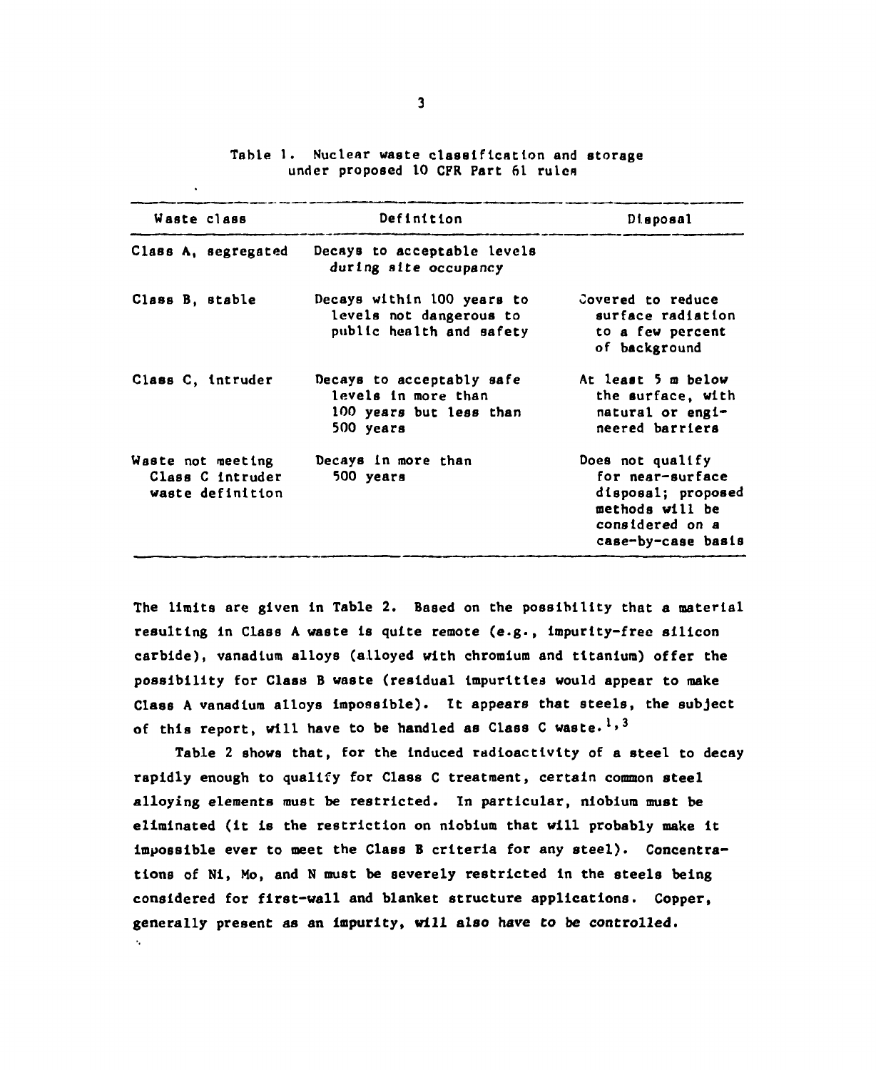Table 1. Nuclear waste classification and storage under proposed 10 CFR Part 61 rules

| Waste class | Definition | Disposal |
|---|---|---|
| Class A, segregated | Decays to acceptable levels during site occupancy | |
| Class B, stable | Decays within 100 years to levels not dangerous to public health and safety | Covered to reduce surface radiation to a few percent of background |
| Class C, intruder | Decays to acceptably safe levels in more than 100 years but less than 500 years | At least 5 m below the surface, with natural or engineered barriers |
| Waste not meeting Class C intruder waste definition | Decays in more than 500 years | Does not qualify for near-surface disposal; proposed methods will be considered on a case-by-case basis |

The limits are given in Table 2. Based on the possibility that a material resulting in Class A waste is quite remote (e.g., impurity-free silicon carbide), vanadium alloys (alloyed with chromium and titanium) offer the possibility for Class B waste (residual impurities would appear to make Class A vanadium alloys impossible). It appears that steels, the subject of this report, will have to be handled as Class C waste.[1,3]

Table 2 shows that, for the induced radioactivity of a steel to decay rapidly enough to qualify for Class C treatment, certain common steel alloying elements must be restricted. In particular, niobium must be eliminated (it is the restriction on niobium that will probably make it impossible ever to meet the Class B criteria for any steel). Concentrations of Ni, Mo, and N must be severely restricted in the steels being considered for first-wall and blanket structure applications. Copper, generally present as an impurity, will also have to be controlled.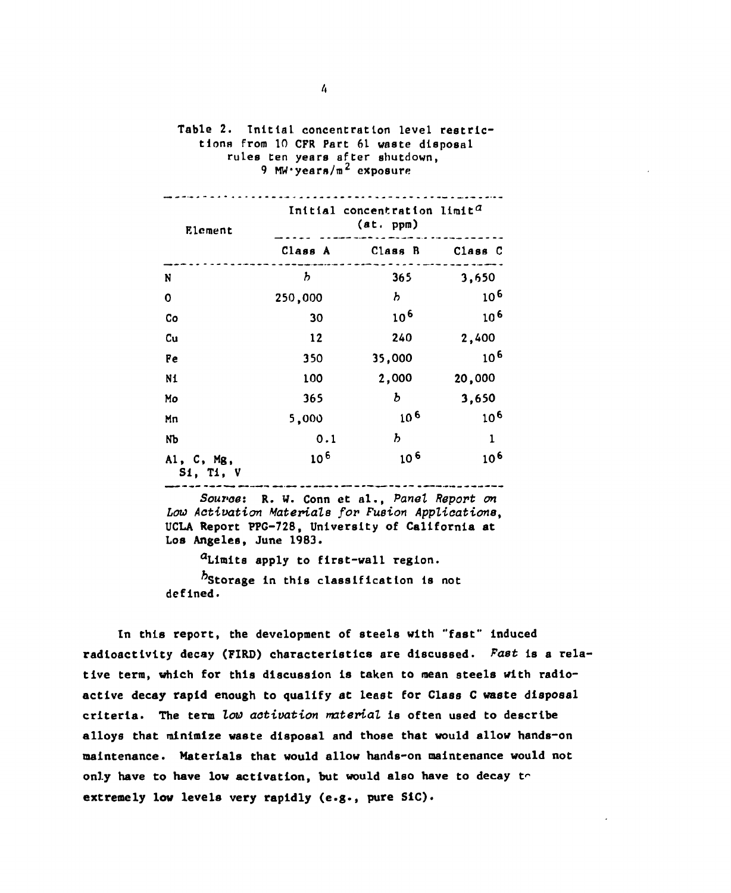Table 2. Initial concentration level restrictions from 10 CFR Part 61 waste disposal rules ten years after shutdown, 9 MW·years/m$^2$ exposure

| Element | Initial concentration limit[a] (at. ppm) | | |
|---|---|---|---|
| | Class A | Class B | Class C |
| N | [b] | 365 | 3,650 |
| O | 250,000 | [b] | $10^6$ |
| Co | 30 | $10^6$ | $10^6$ |
| Cu | 12 | 240 | 2,400 |
| Fe | 350 | 35,000 | $10^6$ |
| Ni | 100 | 2,000 | 20,000 |
| Mo | 365 | [b] | 3,650 |
| Mn | 5,000 | $10^6$ | $10^6$ |
| Nb | 0.1 | [b] | 1 |
| Al, C, Mg, Si, Ti, V | $10^6$ | $10^6$ | $10^6$ |

*Source*: R. W. Conn et al., *Panel Report on Low Activation Materials for Fusion Applications*, UCLA Report PPG-728, University of California at Los Angeles, June 1983.

[a]Limits apply to first-wall region.

[b]Storage in this classification is not defined.

In this report, the development of steels with "fast" induced radioactivity decay (FIRD) characteristics are discussed. *Fast* is a relative term, which for this discussion is taken to mean steels with radioactive decay rapid enough to qualify at least for Class C waste disposal criteria. The term *low activation material* is often used to describe alloys that minimize waste disposal and those that would allow hands-on maintenance. Materials that would allow hands-on maintenance would not only have to have low activation, but would also have to decay to extremely low levels very rapidly (e.g., pure SiC).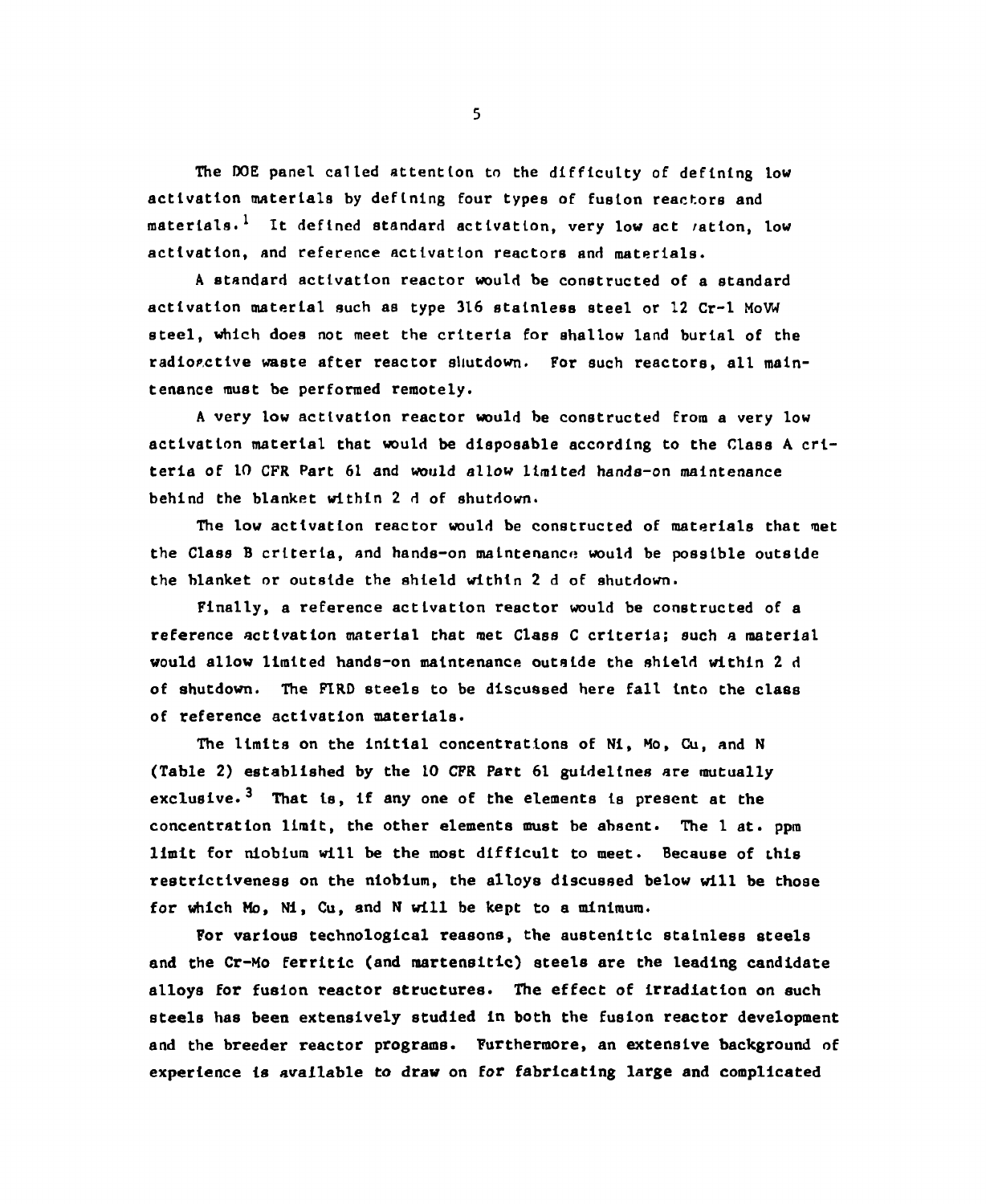The DOE panel called attention to the difficulty of defining low activation materials by defining four types of fusion reactors and materials.[1] It defined standard activation, very low activation, low activation, and reference activation reactors and materials.

A standard activation reactor would be constructed of a standard activation material such as type 316 stainless steel or 12 Cr-1 MoVW steel, which does not meet the criteria for shallow land burial of the radioactive waste after reactor shutdown. For such reactors, all maintenance must be performed remotely.

A very low activation reactor would be constructed from a very low activation material that would be disposable according to the Class A criteria of 10 CFR Part 61 and would allow limited hands-on maintenance behind the blanket within 2 d of shutdown.

The low activation reactor would be constructed of materials that met the Class B criteria, and hands-on maintenance would be possible outside the blanket or outside the shield within 2 d of shutdown.

Finally, a reference activation reactor would be constructed of a reference activation material that met Class C criteria; such a material would allow limited hands-on maintenance outside the shield within 2 d of shutdown. The FIRD steels to be discussed here fall into the class of reference activation materials.

The limits on the initial concentrations of Ni, Mo, Cu, and N (Table 2) established by the 10 CFR Part 61 guidelines are mutually exclusive.[3] That is, if any one of the elements is present at the concentration limit, the other elements must be absent. The 1 at. ppm limit for niobium will be the most difficult to meet. Because of this restrictiveness on the niobium, the alloys discussed below will be those for which Mo, Ni, Cu, and N will be kept to a minimum.

For various technological reasons, the austenitic stainless steels and the Cr-Mo ferritic (and martensitic) steels are the leading candidate alloys for fusion reactor structures. The effect of irradiation on such steels has been extensively studied in both the fusion reactor development and the breeder reactor programs. Furthermore, an extensive background of experience is available to draw on for fabricating large and complicated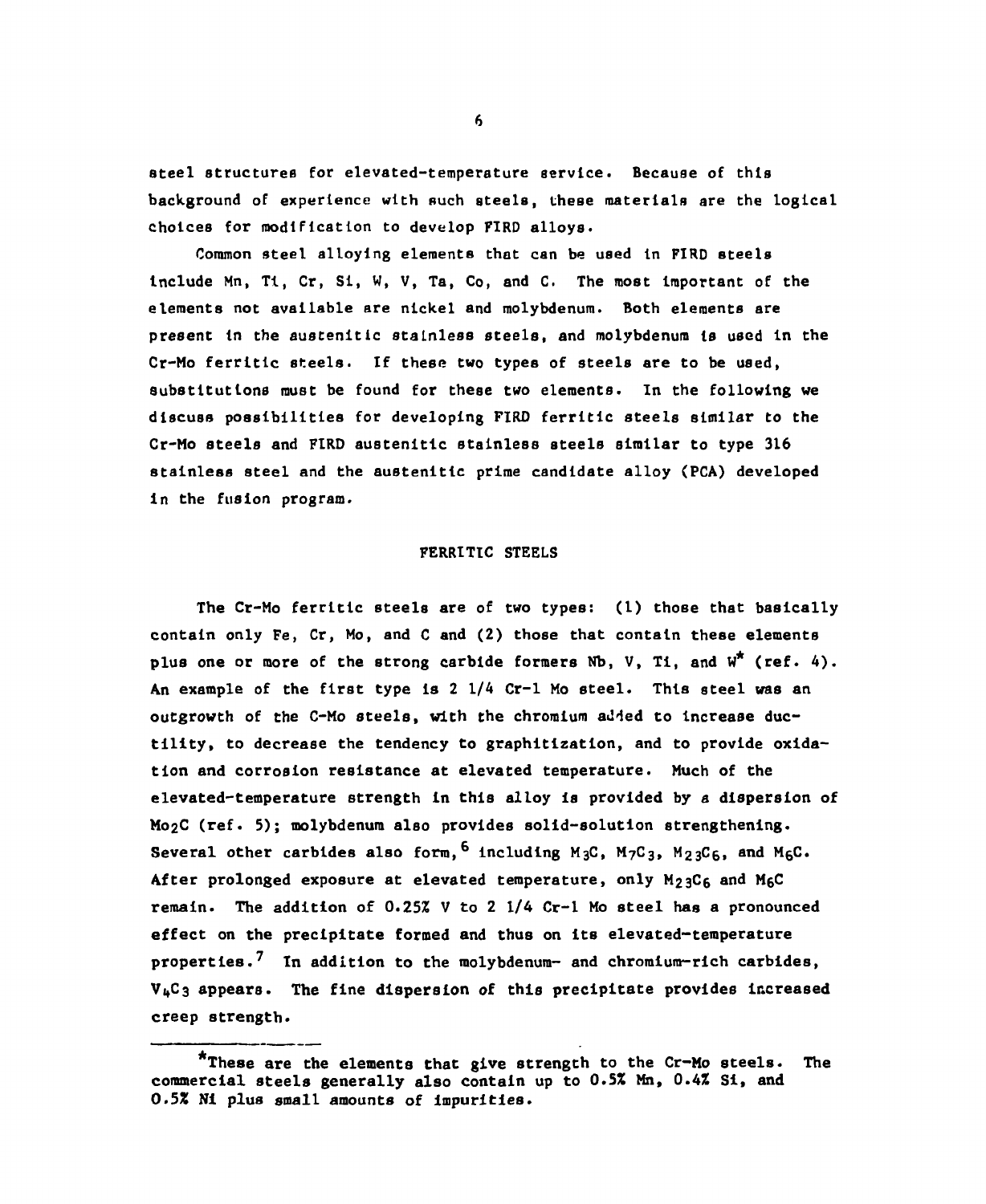steel structures for elevated-temperature service. Because of this background of experience with such steels, these materials are the logical choices for modification to develop FIRD alloys.

Common steel alloying elements that can be used in FIRD steels include Mn, Ti, Cr, Si, W, V, Ta, Co, and C. The most important of the elements not available are nickel and molybdenum. Both elements are present in the austenitic stainless steels, and molybdenum is used in the Cr-Mo ferritic steels. If these two types of steels are to be used, substitutions must be found for these two elements. In the following we discuss possibilities for developing FIRD ferritic steels similar to the Cr-Mo steels and FIRD austenitic stainless steels similar to type 316 stainless steel and the austenitic prime candidate alloy (PCA) developed in the fusion program.

## FERRITIC STEELS

The Cr-Mo ferritic steels are of two types: (1) those that basically contain only Fe, Cr, Mo, and C and (2) those that contain these elements plus one or more of the strong carbide formers Nb, V, Ti, and W* (ref. 4). An example of the first type is 2 1/4 Cr-1 Mo steel. This steel was an outgrowth of the C-Mo steels, with the chromium added to increase ductility, to decrease the tendency to graphitization, and to provide oxidation and corrosion resistance at elevated temperature. Much of the elevated-temperature strength in this alloy is provided by a dispersion of $Mo_2C$ (ref. 5); molybdenum also provides solid-solution strengthening. Several other carbides also form,[6] including $M_3C$, $M_7C_3$, $M_{23}C_6$, and $M_6C$. After prolonged exposure at elevated temperature, only $M_{23}C_6$ and $M_6C$ remain. The addition of 0.25% V to 2 1/4 Cr-1 Mo steel has a pronounced effect on the precipitate formed and thus on its elevated-temperature properties.[7] In addition to the molybdenum- and chromium-rich carbides, $V_4C_3$ appears. The fine dispersion of this precipitate provides increased creep strength.

---

*These are the elements that give strength to the Cr-Mo steels. The commercial steels generally also contain up to 0.5% Mn, 0.4% Si, and 0.5% Ni plus small amounts of impurities.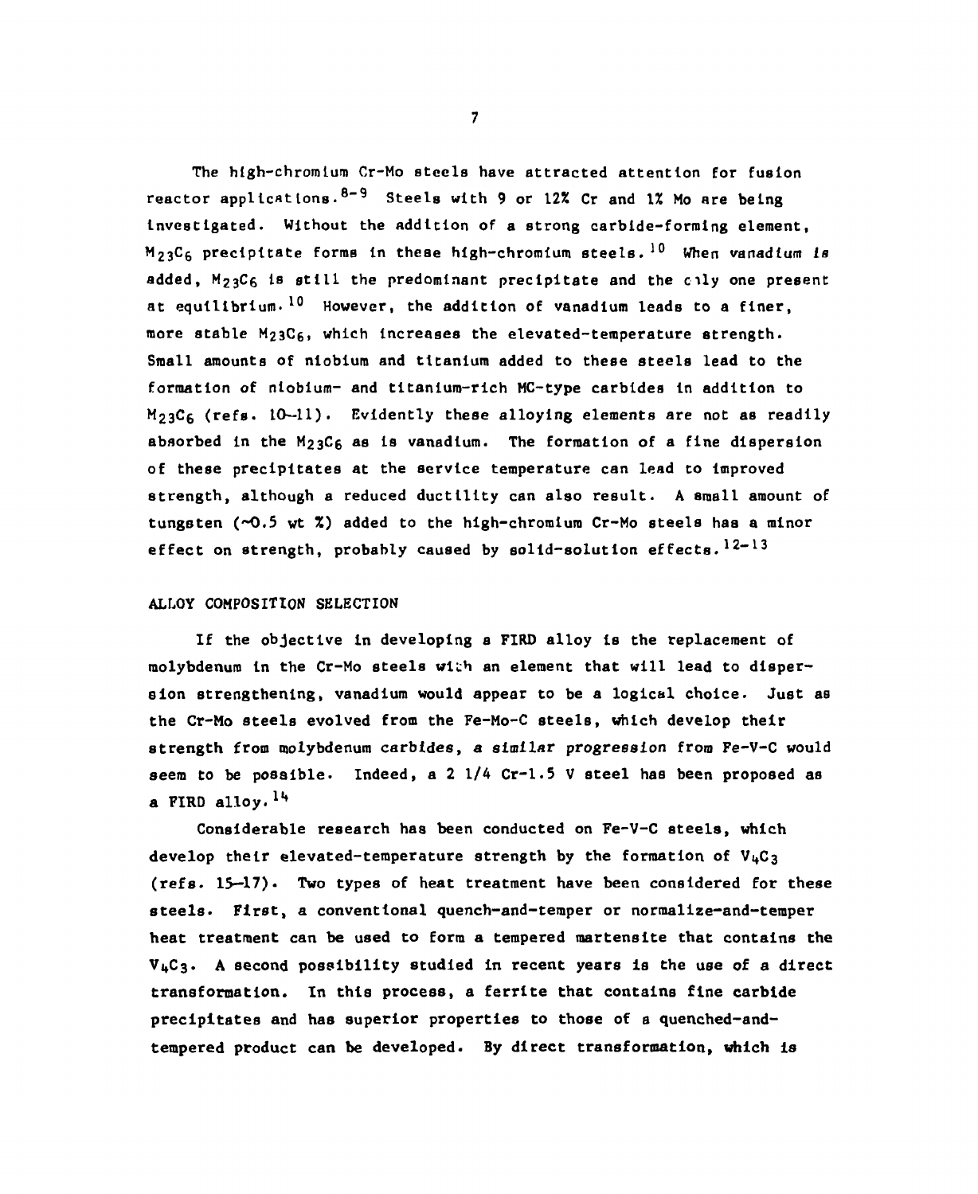The high-chromium Cr-Mo steels have attracted attention for fusion reactor applications.[8-9] Steels with 9 or 12% Cr and 1% Mo are being investigated. Without the addition of a strong carbide-forming element, $M_{23}C_6$ precipitate forms in these high-chromium steels.[10] When vanadium is added, $M_{23}C_6$ is still the predominant precipitate and the only one present at equilibrium.[10] However, the addition of vanadium leads to a finer, more stable $M_{23}C_6$, which increases the elevated-temperature strength. Small amounts of niobium and titanium added to these steels lead to the formation of niobium- and titanium-rich MC-type carbides in addition to $M_{23}C_6$ (refs. 10–11). Evidently these alloying elements are not as readily absorbed in the $M_{23}C_6$ as is vanadium. The formation of a fine dispersion of these precipitates at the service temperature can lead to improved strength, although a reduced ductility can also result. A small amount of tungsten (~0.5 wt %) added to the high-chromium Cr-Mo steels has a minor effect on strength, probably caused by solid-solution effects.[12-13]

## ALLOY COMPOSITION SELECTION

If the objective in developing a FIRD alloy is the replacement of molybdenum in the Cr-Mo steels with an element that will lead to dispersion strengthening, vanadium would appear to be a logical choice. Just as the Cr-Mo steels evolved from the Fe-Mo-C steels, which develop their strength from molybdenum carbides, *a similar progression* from Fe-V-C would seem to be possible. Indeed, a 2 1/4 Cr-1.5 V steel has been proposed as a FIRD alloy.[14]

Considerable research has been conducted on Fe-V-C steels, which develop their elevated-temperature strength by the formation of $V_4C_3$ (refs. 15–17). Two types of heat treatment have been considered for these steels. First, a conventional quench-and-temper or normalize-and-temper heat treatment can be used to form a tempered martensite that contains the $V_4C_3$. A second possibility studied in recent years is the use of a direct transformation. In this process, a ferrite that contains fine carbide precipitates and has superior properties to those of a quenched-and-tempered product can be developed. By direct transformation, which is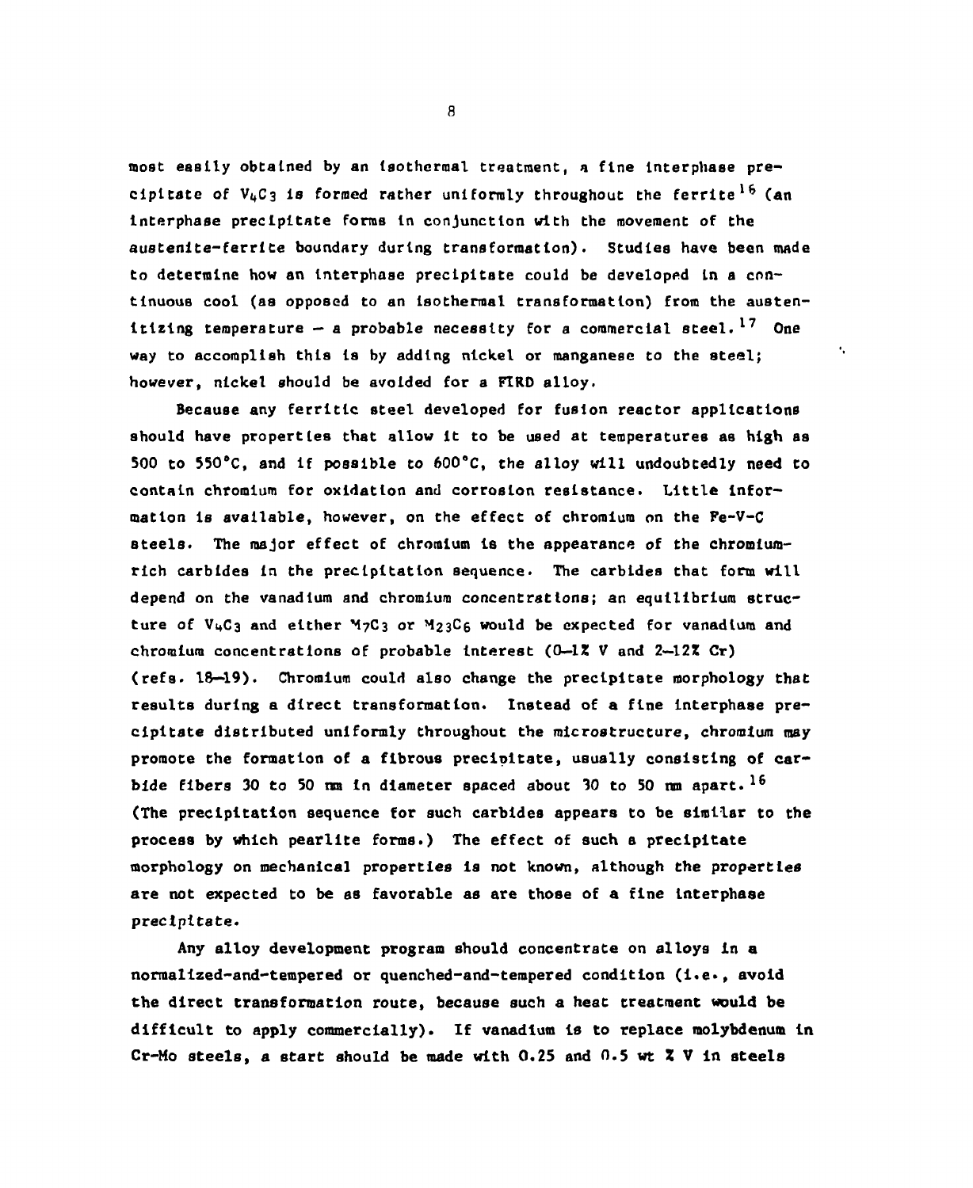most easily obtained by an isothermal treatment, a fine interphase precipitate of $V_4C_3$ is formed rather uniformly throughout the ferrite[16] (an interphase precipitate forms in conjunction with the movement of the austenite-ferrite boundary during transformation). Studies have been made to determine how an interphase precipitate could be developed in a continuous cool (as opposed to an isothermal transformation) from the austenitizing temperature — a probable necessity for a commercial steel.[17] One way to accomplish this is by adding nickel or manganese to the steel; however, nickel should be avoided for a FIRD alloy.

Because any ferritic steel developed for fusion reactor applications should have properties that allow it to be used at temperatures as high as 500 to 550°C, and if possible to 600°C, the alloy will undoubtedly need to contain chromium for oxidation and corrosion resistance. Little information is available, however, on the effect of chromium on the Fe-V-C steels. The major effect of chromium is the appearance of the chromium-rich carbides in the precipitation sequence. The carbides that form will depend on the vanadium and chromium concentrations; an equilibrium structure of $V_4C_3$ and either $M_7C_3$ or $M_{23}C_6$ would be expected for vanadium and chromium concentrations of probable interest (0–1% V and 2–12% Cr) (refs. 18–19). Chromium could also change the precipitate morphology that results during a direct transformation. Instead of a fine interphase precipitate distributed uniformly throughout the microstructure, chromium may promote the formation of a fibrous precipitate, usually consisting of carbide fibers 30 to 50 nm in diameter spaced about 30 to 50 nm apart.[16] (The precipitation sequence for such carbides appears to be similar to the process by which pearlite forms.) The effect of such a precipitate morphology on mechanical properties is not known, although the properties are not expected to be as favorable as are those of a fine interphase precipitate.

Any alloy development program should concentrate on alloys in a normalized-and-tempered or quenched-and-tempered condition (i.e., avoid the direct transformation route, because such a heat treatment would be difficult to apply commercially). If vanadium is to replace molybdenum in Cr-Mo steels, a start should be made with 0.25 and 0.5 wt % V in steels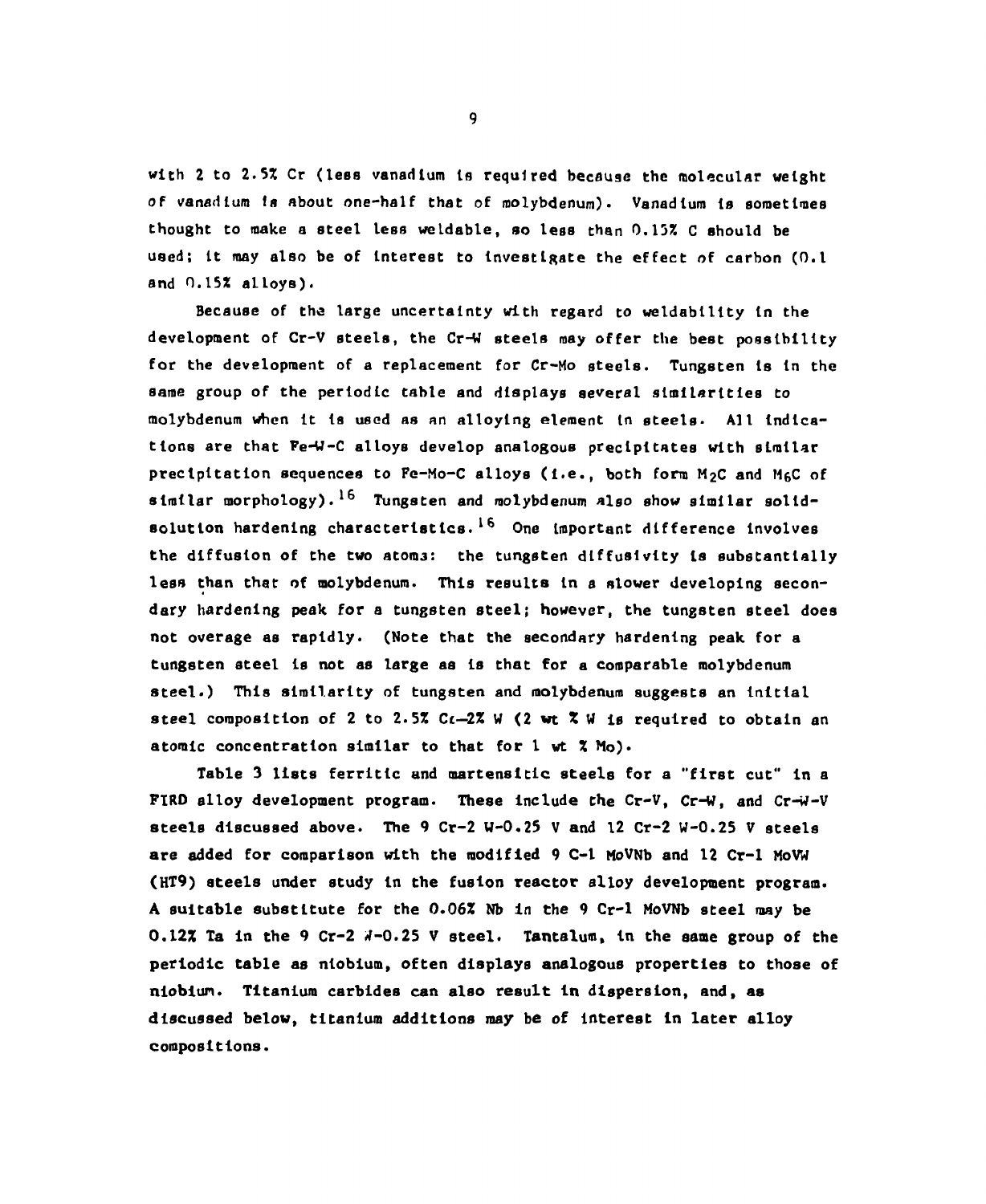with 2 to 2.5% Cr (less vanadium is required because the molecular weight of vanadium is about one-half that of molybdenum). Vanadium is sometimes thought to make a steel less weldable, so less than 0.15% C should be used; it may also be of interest to investigate the effect of carbon (0.1 and 0.15% alloys).

Because of the large uncertainty with regard to weldability in the development of Cr-V steels, the Cr-W steels may offer the best possibility for the development of a replacement for Cr-Mo steels. Tungsten is in the same group of the periodic table and displays several similarities to molybdenum when it is used as an alloying element in steels. All indications are that Fe-W-C alloys develop analogous precipitates with similar precipitation sequences to Fe-Mo-C alloys (i.e., both form $M_2C$ and $M_6C$ of similar morphology).[16] Tungsten and molybdenum also show similar solid-solution hardening characteristics.[16] One important difference involves the diffusion of the two atoms: the tungsten diffusivity is substantially less than that of molybdenum. This results in a slower developing secondary hardening peak for a tungsten steel; however, the tungsten steel does not overage as rapidly. (Note that the secondary hardening peak for a tungsten steel is not as large as is that for a comparable molybdenum steel.) This similarity of tungsten and molybdenum suggests an initial steel composition of 2 to 2.5% Cr–2% W (2 wt % W is required to obtain an atomic concentration similar to that for 1 wt % Mo).

Table 3 lists ferritic and martensitic steels for a "first cut" in a FIRD alloy development program. These include the Cr-V, Cr-W, and Cr-W-V steels discussed above. The 9 Cr-2 W-0.25 V and 12 Cr-2 W-0.25 V steels are added for comparison with the modified 9 C-1 MoVNb and 12 Cr-1 MoVW (HT9) steels under study in the fusion reactor alloy development program. A suitable substitute for the 0.06% Nb in the 9 Cr-1 MoVNb steel may be 0.12% Ta in the 9 Cr-2 W-0.25 V steel. Tantalum, in the same group of the periodic table as niobium, often displays analogous properties to those of niobium. Titanium carbides can also result in dispersion, and, as discussed below, titanium additions may be of interest in later alloy compositions.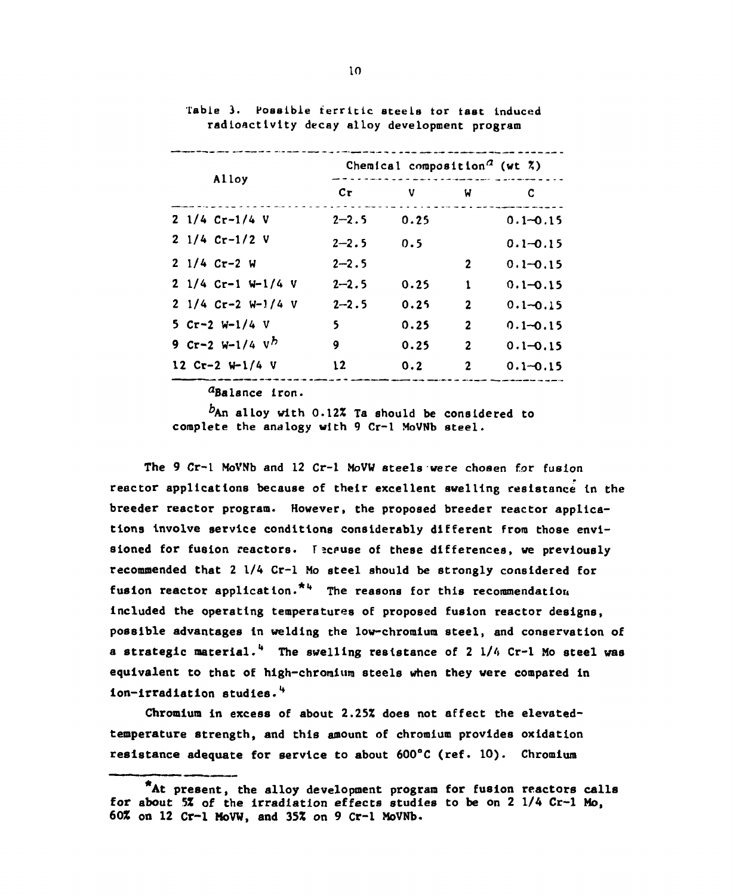Table 3. Possible ferritic steels for fast induced radioactivity decay alloy development program

| Alloy | Chemical composition[a] (wt %) | | | |
|---|---|---|---|---|
| | Cr | V | W | C |
| 2 1/4 Cr-1/4 V | 2–2.5 | 0.25 | | 0.1–0.15 |
| 2 1/4 Cr-1/2 V | 2–2.5 | 0.5 | | 0.1–0.15 |
| 2 1/4 Cr-2 W | 2–2.5 | | 2 | 0.1–0.15 |
| 2 1/4 Cr-1 W-1/4 V | 2–2.5 | 0.25 | 1 | 0.1–0.15 |
| 2 1/4 Cr-2 W-1/4 V | 2–2.5 | 0.25 | 2 | 0.1–0.15 |
| 5 Cr-2 W-1/4 V | 5 | 0.25 | 2 | 0.1–0.15 |
| 9 Cr-2 W-1/4 V[b] | 9 | 0.25 | 2 | 0.1–0.15 |
| 12 Cr-2 W-1/4 V | 12 | 0.2 | 2 | 0.1–0.15 |

[a]Balance iron.

[b]An alloy with 0.12% Ta should be considered to complete the analogy with 9 Cr-1 MoVNb steel.

The 9 Cr-1 MoVNb and 12 Cr-1 MoVW steels were chosen for fusion reactor applications because of their excellent swelling resistance in the breeder reactor program. However, the proposed breeder reactor applications involve service conditions considerably different from those envisioned for fusion reactors. Because of these differences, we previously recommended that 2 1/4 Cr-1 Mo steel should be strongly considered for fusion reactor application.*[4] The reasons for this recommendation included the operating temperatures of proposed fusion reactor designs, possible advantages in welding the low-chromium steel, and conservation of a strategic material.[4] The swelling resistance of 2 1/4 Cr-1 Mo steel was equivalent to that of high-chromium steels when they were compared in ion-irradiation studies.[4]

Chromium in excess of about 2.25% does not affect the elevated-temperature strength, and this amount of chromium provides oxidation resistance adequate for service to about 600°C (ref. 10). Chromium

*At present, the alloy development program for fusion reactors calls for about 5% of the irradiation effects studies to be on 2 1/4 Cr-1 Mo, 60% on 12 Cr-1 MoVW, and 35% on 9 Cr-1 MoVNb.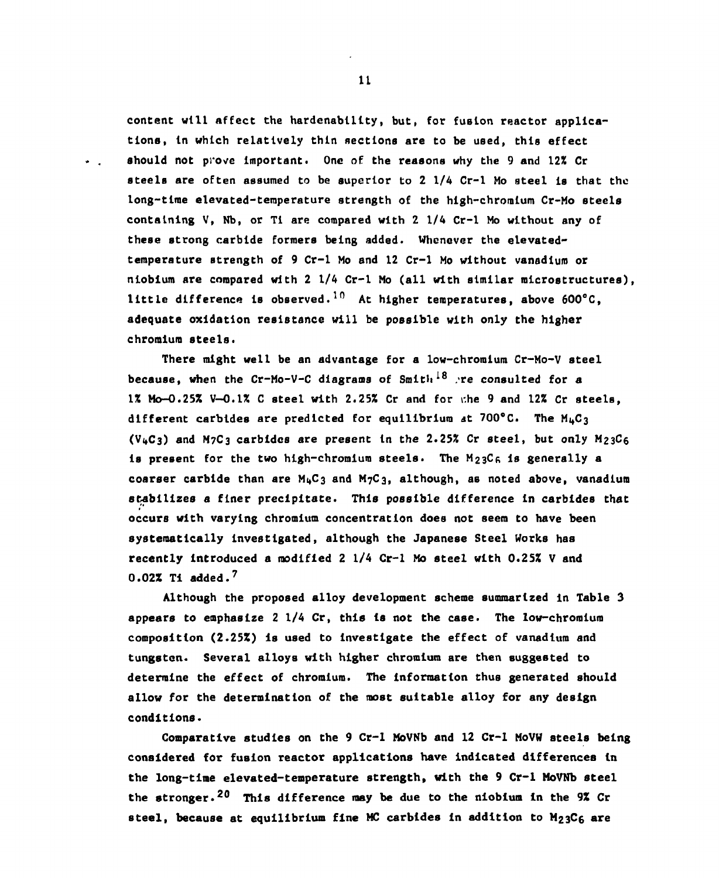content will affect the hardenability, but, for fusion reactor applications, in which relatively thin sections are to be used, this effect should not prove important. One of the reasons why the 9 and 12% Cr steels are often assumed to be superior to 2 1/4 Cr-1 Mo steel is that the long-time elevated-temperature strength of the high-chromium Cr-Mo steels containing V, Nb, or Ti are compared with 2 1/4 Cr-1 Mo without any of these strong carbide formers being added. Whenever the elevated-temperature strength of 9 Cr-1 Mo and 12 Cr-1 Mo without vanadium or niobium are compared with 2 1/4 Cr-1 Mo (all with similar microstructures), little difference is observed.[10] At higher temperatures, above 600°C, adequate oxidation resistance will be possible with only the higher chromium steels.

There might well be an advantage for a low-chromium Cr-Mo-V steel because, when the Cr-Mo-V-C diagrams of Smith[18] are consulted for a 1% Mo–0.25% V–0.1% C steel with 2.25% Cr and for the 9 and 12% Cr steels, different carbides are predicted for equilibrium at 700°C. The $M_4C_3$ ($V_4C_3$) and $M_7C_3$ carbides are present in the 2.25% Cr steel, but only $M_{23}C_6$ is present for the two high-chromium steels. The $M_{23}C_6$ is generally a coarser carbide than are $M_4C_3$ and $M_7C_3$, although, as noted above, vanadium stabilizes a finer precipitate. This possible difference in carbides that occurs with varying chromium concentration does not seem to have been systematically investigated, although the Japanese Steel Works has recently introduced a modified 2 1/4 Cr-1 Mo steel with 0.25% V and 0.02% Ti added.[7]

Although the proposed alloy development scheme summarized in Table 3 appears to emphasize 2 1/4 Cr, this is not the case. The low-chromium composition (2.25%) is used to investigate the effect of vanadium and tungsten. Several alloys with higher chromium are then suggested to determine the effect of chromium. The information thus generated should allow for the determination of the most suitable alloy for any design conditions.

Comparative studies on the 9 Cr-1 MoVNb and 12 Cr-1 MoVW steels being considered for fusion reactor applications have indicated differences in the long-time elevated-temperature strength, with the 9 Cr-1 MoVNb steel the stronger.[20] This difference may be due to the niobium in the 9% Cr steel, because at equilibrium fine MC carbides in addition to $M_{23}C_6$ are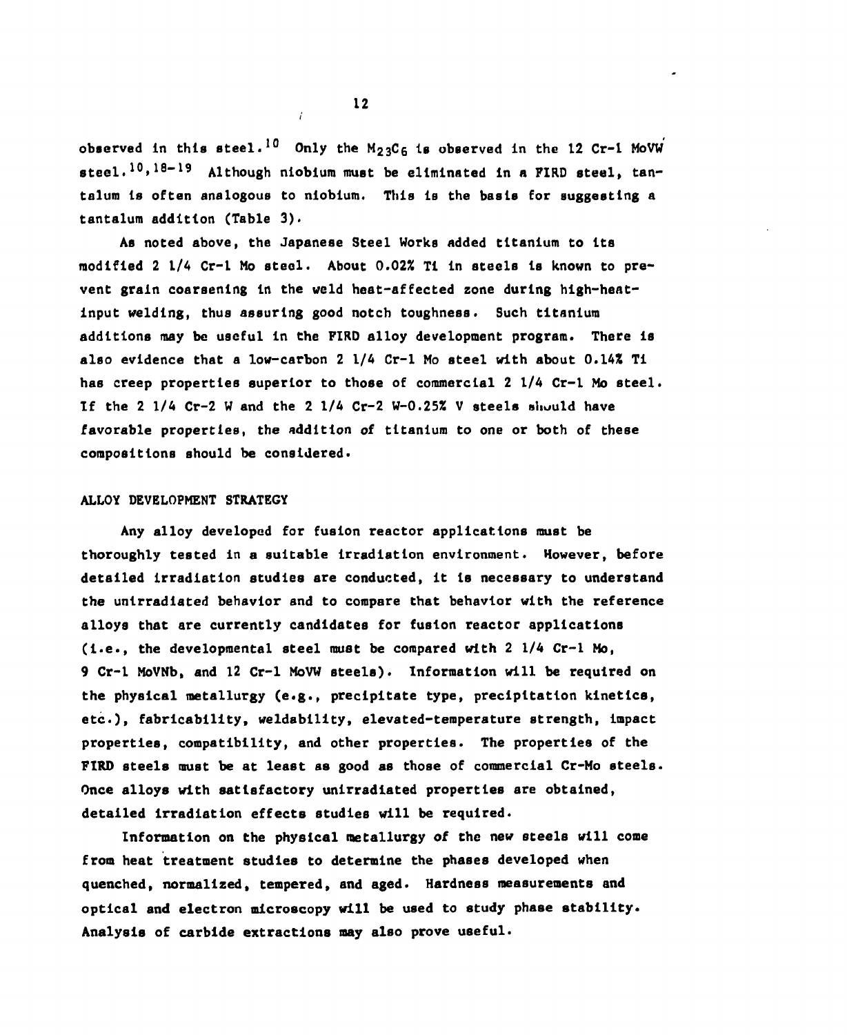observed in this steel.[10] Only the $M_{23}C_6$ is observed in the 12 Cr-1 MoVW steel.[10,18-19] Although niobium must be eliminated in a FIRD steel, tantalum is often analogous to niobium. This is the basis for suggesting a tantalum addition (Table 3).

As noted above, the Japanese Steel Works added titanium to its modified 2 1/4 Cr-1 Mo steel. About 0.02% Ti in steels is known to prevent grain coarsening in the weld heat-affected zone during high-heat-input welding, thus assuring good notch toughness. Such titanium additions may be useful in the FIRD alloy development program. There is also evidence that a low-carbon 2 1/4 Cr-1 Mo steel with about 0.14% Ti has creep properties superior to those of commercial 2 1/4 Cr-1 Mo steel. If the 2 1/4 Cr-2 W and the 2 1/4 Cr-2 W-0.25% V steels should have favorable properties, the addition of titanium to one or both of these compositions should be considered.

## ALLOY DEVELOPMENT STRATEGY

Any alloy developed for fusion reactor applications must be thoroughly tested in a suitable irradiation environment. However, before detailed irradiation studies are conducted, it is necessary to understand the unirradiated behavior and to compare that behavior with the reference alloys that are currently candidates for fusion reactor applications (i.e., the developmental steel must be compared with 2 1/4 Cr-1 Mo, 9 Cr-1 MoVNb, and 12 Cr-1 MoVW steels). Information will be required on the physical metallurgy (e.g., precipitate type, precipitation kinetics, etc.), fabricability, weldability, elevated-temperature strength, impact properties, compatibility, and other properties. The properties of the FIRD steels must be at least as good as those of commercial Cr-Mo steels. Once alloys with satisfactory unirradiated properties are obtained, detailed irradiation effects studies will be required.

Information on the physical metallurgy of the new steels will come from heat treatment studies to determine the phases developed when quenched, normalized, tempered, and aged. Hardness measurements and optical and electron microscopy will be used to study phase stability. Analysis of carbide extractions may also prove useful.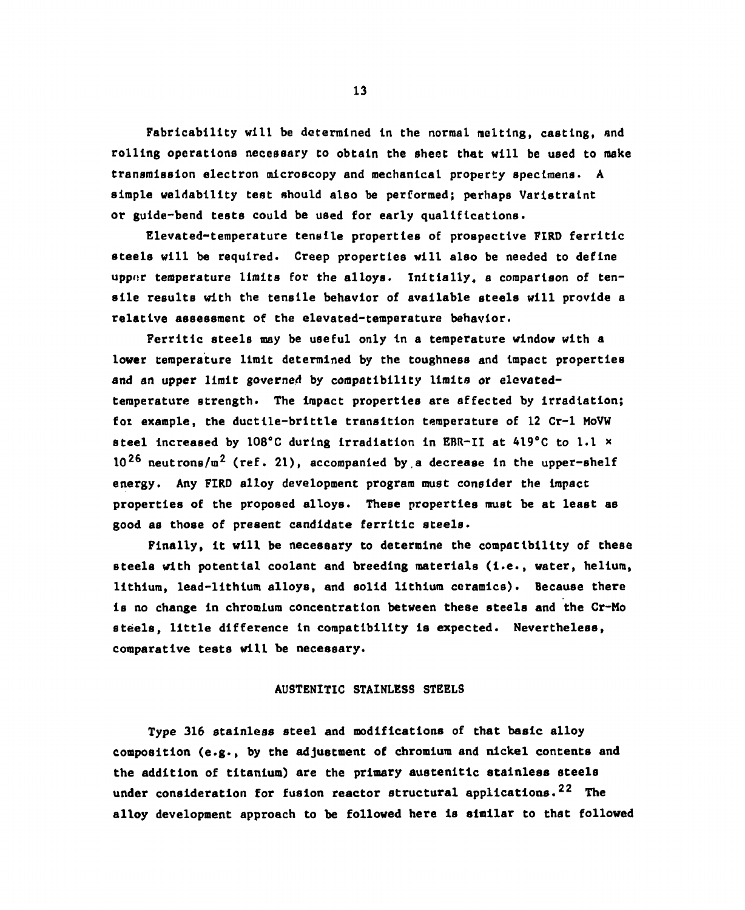Fabricability will be determined in the normal melting, casting, and rolling operations necessary to obtain the sheet that will be used to make transmission electron microscopy and mechanical property specimens. A simple weldability test should also be performed; perhaps Varistraint or guide-bend tests could be used for early qualifications.

Elevated-temperature tensile properties of prospective FIRD ferritic steels will be required. Creep properties will also be needed to define upper temperature limits for the alloys. Initially, a comparison of tensile results with the tensile behavior of available steels will provide a relative assessment of the elevated-temperature behavior.

Ferritic steels may be useful only in a temperature window with a lower temperature limit determined by the toughness and impact properties and an upper limit governed by compatibility limits or elevated-temperature strength. The impact properties are affected by irradiation; for example, the ductile-brittle transition temperature of 12 Cr-1 MoVW steel increased by 108°C during irradiation in EBR-II at 419°C to $1.1 \times 10^{26}$ neutrons/$m^2$ (ref. 21), accompanied by a decrease in the upper-shelf energy. Any FIRD alloy development program must consider the impact properties of the proposed alloys. These properties must be at least as good as those of present candidate ferritic steels.

Finally, it will be necessary to determine the compatibility of these steels with potential coolant and breeding materials (i.e., water, helium, lithium, lead-lithium alloys, and solid lithium ceramics). Because there is no change in chromium concentration between these steels and the Cr-Mo steels, little difference in compatibility is expected. Nevertheless, comparative tests will be necessary.

## AUSTENITIC STAINLESS STEELS

Type 316 stainless steel and modifications of that basic alloy composition (e.g., by the adjustment of chromium and nickel contents and the addition of titanium) are the primary austenitic stainless steels under consideration for fusion reactor structural applications.[22] The alloy development approach to be followed here is similar to that followed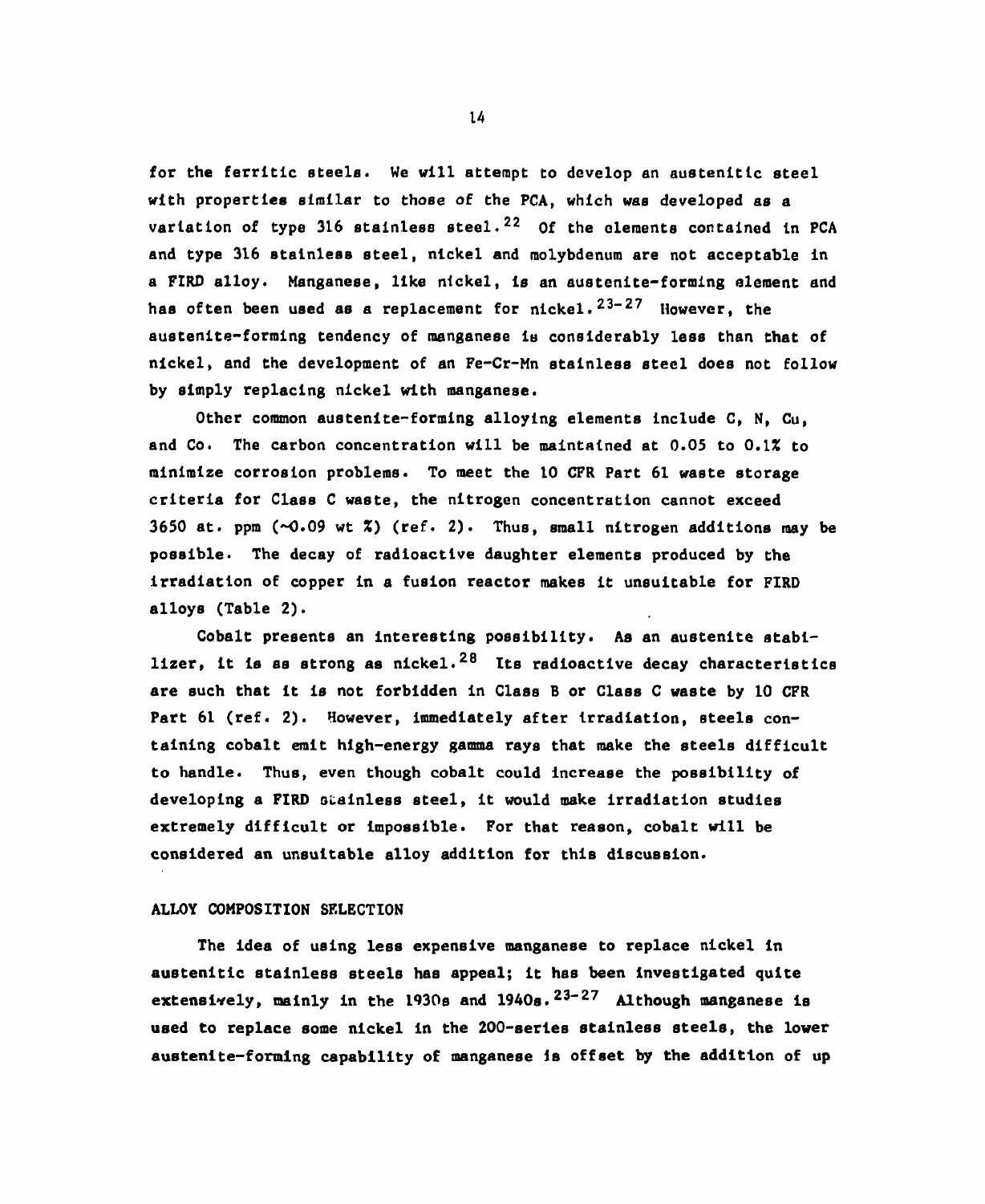for the ferritic steels. We will attempt to develop an austenitic steel with properties similar to those of the PCA, which was developed as a variation of type 316 stainless steel.[22] Of the elements contained in PCA and type 316 stainless steel, nickel and molybdenum are not acceptable in a FIRD alloy. Manganese, like nickel, is an austenite-forming element and has often been used as a replacement for nickel.[23-27] However, the austenite-forming tendency of manganese is considerably less than that of nickel, and the development of an Fe-Cr-Mn stainless steel does not follow by simply replacing nickel with manganese.

Other common austenite-forming alloying elements include C, N, Cu, and Co. The carbon concentration will be maintained at 0.05 to 0.1% to minimize corrosion problems. To meet the 10 CFR Part 61 waste storage criteria for Class C waste, the nitrogen concentration cannot exceed 3650 at. ppm (~0.09 wt %) (ref. 2). Thus, small nitrogen additions may be possible. The decay of radioactive daughter elements produced by the irradiation of copper in a fusion reactor makes it unsuitable for FIRD alloys (Table 2).

Cobalt presents an interesting possibility. As an austenite stabilizer, it is as strong as nickel.[28] Its radioactive decay characteristics are such that it is not forbidden in Class B or Class C waste by 10 CFR Part 61 (ref. 2). However, immediately after irradiation, steels containing cobalt emit high-energy gamma rays that make the steels difficult to handle. Thus, even though cobalt could increase the possibility of developing a FIRD stainless steel, it would make irradiation studies extremely difficult or impossible. For that reason, cobalt will be considered an unsuitable alloy addition for this discussion.

## ALLOY COMPOSITION SELECTION

The idea of using less expensive manganese to replace nickel in austenitic stainless steels has appeal; it has been investigated quite extensively, mainly in the 1930s and 1940s.[23-27] Although manganese is used to replace some nickel in the 200-series stainless steels, the lower austenite-forming capability of manganese is offset by the addition of up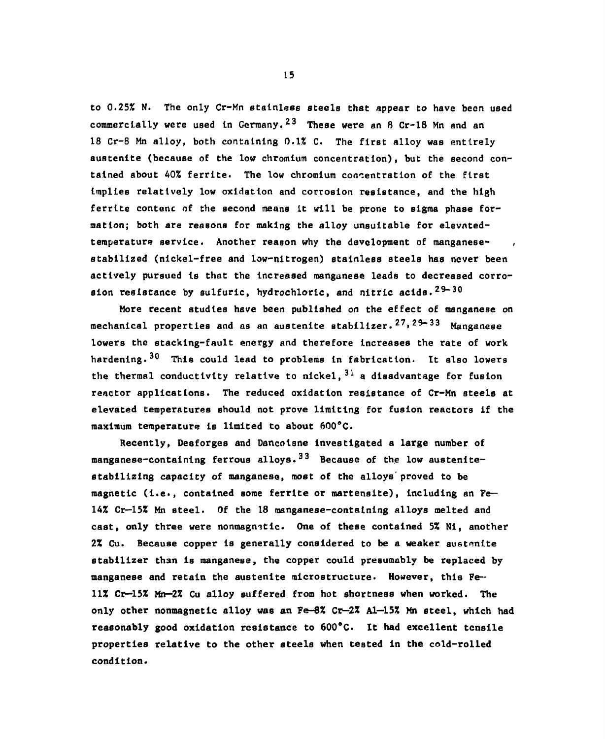to 0.25% N. The only Cr-Mn stainless steels that appear to have been used commercially were used in Germany.[23] These were an 8 Cr-18 Mn and an 18 Cr-8 Mn alloy, both containing 0.1% C. The first alloy was entirely austenite (because of the low chromium concentration), but the second contained about 40% ferrite. The low chromium concentration of the first implies relatively low oxidation and corrosion resistance, and the high ferrite content of the second means it will be prone to sigma phase formation; both are reasons for making the alloy unsuitable for elevated-temperature service. Another reason why the development of manganese-stabilized (nickel-free and low-nitrogen) stainless steels has never been actively pursued is that the increased manganese leads to decreased corrosion resistance by sulfuric, hydrochloric, and nitric acids.[29-30]

More recent studies have been published on the effect of manganese on mechanical properties and as an austenite stabilizer.[27,29-33] Manganese lowers the stacking-fault energy and therefore increases the rate of work hardening.[30] This could lead to problems in fabrication. It also lowers the thermal conductivity relative to nickel,[31] a disadvantage for fusion reactor applications. The reduced oxidation resistance of Cr-Mn steels at elevated temperatures should not prove limiting for fusion reactors if the maximum temperature is limited to about 600°C.

Recently, Desforges and Dancoisne investigated a large number of manganese-containing ferrous alloys.[33] Because of the low austenite-stabilizing capacity of manganese, most of the alloys proved to be magnetic (i.e., contained some ferrite or martensite), including an Fe–14% Cr–15% Mn steel. Of the 18 manganese-containing alloys melted and cast, only three were nonmagnetic. One of these contained 5% Ni, another 2% Cu. Because copper is generally considered to be a weaker austenite stabilizer than is manganese, the copper could presumably be replaced by manganese and retain the austenite microstructure. However, this Fe–11% Cr–15% Mn–2% Cu alloy suffered from hot shortness when worked. The only other nonmagnetic alloy was an Fe–8% Cr–2% Al–15% Mn steel, which had reasonably good oxidation resistance to 600°C. It had excellent tensile properties relative to the other steels when tested in the cold-rolled condition.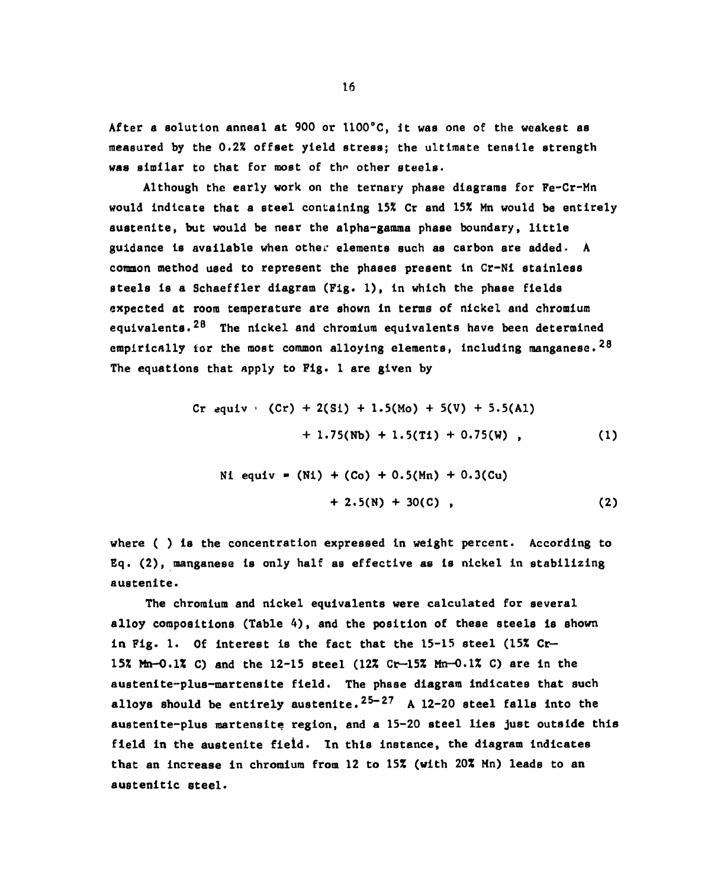After a solution anneal at 900 or 1100°C, it was one of the weakest as measured by the 0.2% offset yield stress; the ultimate tensile strength was similar to that for most of the other steels.

Although the early work on the ternary phase diagrams for Fe-Cr-Mn would indicate that a steel containing 15% Cr and 15% Mn would be entirely austenite, but would be near the alpha-gamma phase boundary, little guidance is available when other elements such as carbon are added. A common method used to represent the phases present in Cr-Ni stainless steels is a Schaeffler diagram (Fig. 1), in which the phase fields expected at room temperature are shown in terms of nickel and chromium equivalents.[28] The nickel and chromium equivalents have been determined empirically for the most common alloying elements, including manganese.[28] The equations that apply to Fig. 1 are given by

$$\text{Cr equiv} = (\text{Cr}) + 2(\text{Si}) + 1.5(\text{Mo}) + 5(\text{V}) + 5.5(\text{Al}) + 1.75(\text{Nb}) + 1.5(\text{Ti}) + 0.75(\text{W}) \;, \quad (1)$$

$$\text{Ni equiv} = (\text{Ni}) + (\text{Co}) + 0.5(\text{Mn}) + 0.3(\text{Cu}) + 2.5(\text{N}) + 30(\text{C}) \;, \quad (2)$$

where ( ) is the concentration expressed in weight percent. According to Eq. (2), manganese is only half as effective as is nickel in stabilizing austenite.

The chromium and nickel equivalents were calculated for several alloy compositions (Table 4), and the position of these steels is shown in Fig. 1. Of interest is the fact that the 15-15 steel (15% Cr–15% Mn–0.1% C) and the 12-15 steel (12% Cr–15% Mn–0.1% C) are in the austenite-plus-martensite field. The phase diagram indicates that such alloys should be entirely austenite.[25–27] A 12-20 steel falls into the austenite-plus martensite region, and a 15-20 steel lies just outside this field in the austenite field. In this instance, the diagram indicates that an increase in chromium from 12 to 15% (with 20% Mn) leads to an austenitic steel.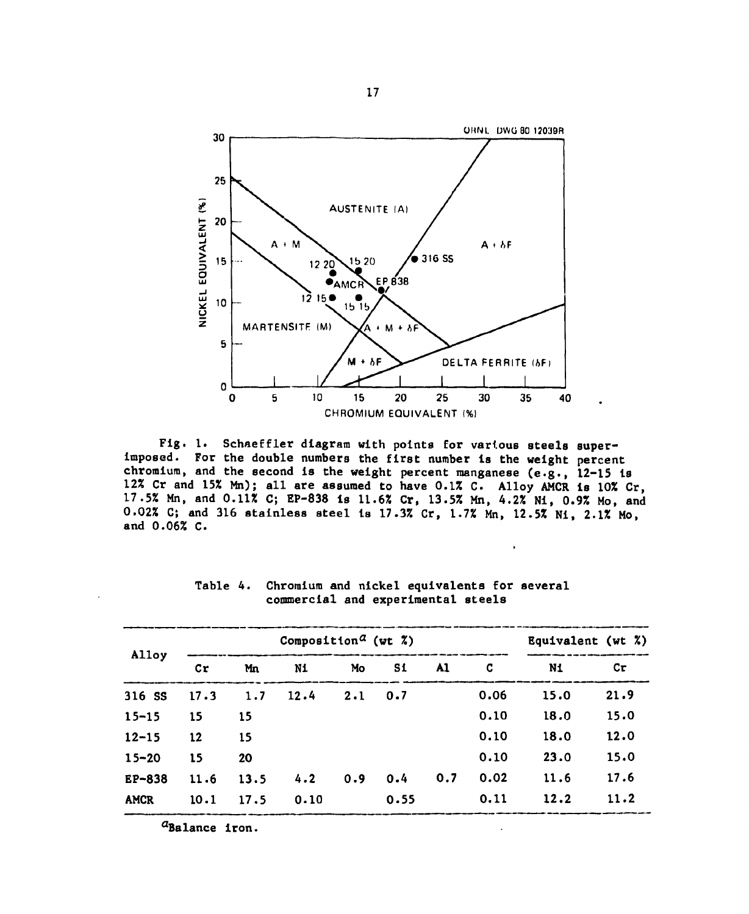Fig. 1. Schaeffler diagram with points for various steels superimposed. For the double numbers the first number is the weight percent chromium, and the second is the weight percent manganese (e.g., 12-15 is 12% Cr and 15% Mn); all are assumed to have 0.1% C. Alloy AMCR is 10% Cr, 17.5% Mn, and 0.11% C; EP-838 is 11.6% Cr, 13.5% Mn, 4.2% Ni, 0.9% Mo, and 0.02% C; and 316 stainless steel is 17.3% Cr, 1.7% Mn, 12.5% Ni, 2.1% Mo, and 0.06% C.

Table 4. Chromium and nickel equivalents for several commercial and experimental steels

| Alloy | Composition[a] (wt %) | | | | | | | Equivalent (wt %) | |
|---|---|---|---|---|---|---|---|---|---|
| | Cr | Mn | Ni | Mo | Si | Al | C | Ni | Cr |
| 316 SS | 17.3 | 1.7 | 12.4 | 2.1 | 0.7 | | 0.06 | 15.0 | 21.9 |
| 15-15 | 15 | 15 | | | | | 0.10 | 18.0 | 15.0 |
| 12-15 | 12 | 15 | | | | | 0.10 | 18.0 | 12.0 |
| 15-20 | 15 | 20 | | | | | 0.10 | 23.0 | 15.0 |
| EP-838 | 11.6 | 13.5 | 4.2 | 0.9 | 0.4 | 0.7 | 0.02 | 11.6 | 17.6 |
| AMCR | 10.1 | 17.5 | 0.10 | | 0.55 | | 0.11 | 12.2 | 11.2 |

[a]Balance iron.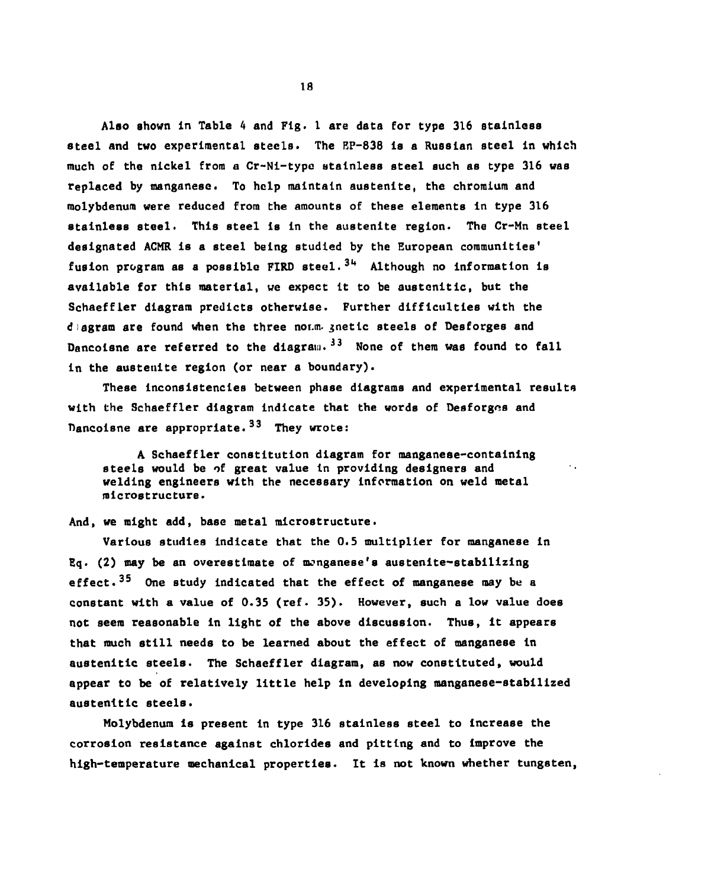Also shown in Table 4 and Fig. 1 are data for type 316 stainless steel and two experimental steels. The EP-838 is a Russian steel in which much of the nickel from a Cr-Ni-type stainless steel such as type 316 was replaced by manganese. To help maintain austenite, the chromium and molybdenum were reduced from the amounts of these elements in type 316 stainless steel. This steel is in the austenite region. The Cr-Mn steel designated ACMR is a steel being studied by the European communities' fusion program as a possible FIRD steel.[34] Although no information is available for this material, we expect it to be austenitic, but the Schaeffler diagram predicts otherwise. Further difficulties with the diagram are found when the three nonmagnetic steels of Desforges and Dancoisne are referred to the diagram.[33] None of them was found to fall in the austenite region (or near a boundary).

These inconsistencies between phase diagrams and experimental results with the Schaeffler diagram indicate that the words of Desforges and Dancoisne are appropriate.[33] They wrote:

> A Schaeffler constitution diagram for manganese-containing steels would be of great value in providing designers and welding engineers with the necessary information on weld metal microstructure.

And, we might add, base metal microstructure.

Various studies indicate that the 0.5 multiplier for manganese in Eq. (2) may be an overestimate of manganese's austenite-stabilizing effect.[35] One study indicated that the effect of manganese may be a constant with a value of 0.35 (ref. 35). However, such a low value does not seem reasonable in light of the above discussion. Thus, it appears that much still needs to be learned about the effect of manganese in austenitic steels. The Schaeffler diagram, as now constituted, would appear to be of relatively little help in developing manganese-stabilized austenitic steels.

Molybdenum is present in type 316 stainless steel to increase the corrosion resistance against chlorides and pitting and to improve the high-temperature mechanical properties. It is not known whether tungsten,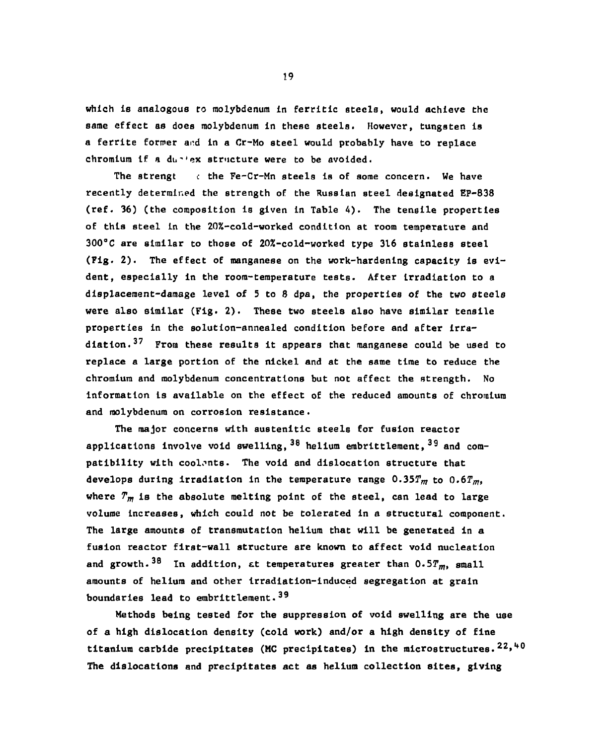which is analogous to molybdenum in ferritic steels, would achieve the same effect as does molybdenum in these steels. However, tungsten is a ferrite former and in a Cr-Mo steel would probably have to replace chromium if a duplex structure were to be avoided.

The strength of the Fe-Cr-Mn steels is of some concern. We have recently determined the strength of the Russian steel designated EP-838 (ref. 36) (the composition is given in Table 4). The tensile properties of this steel in the 20%-cold-worked condition at room temperature and 300°C are similar to those of 20%-cold-worked type 316 stainless steel (Fig. 2). The effect of manganese on the work-hardening capacity is evident, especially in the room-temperature tests. After irradiation to a displacement-damage level of 5 to 8 dpa, the properties of the two steels were also similar (Fig. 2). These two steels also have similar tensile properties in the solution-annealed condition before and after irradiation.[37] From these results it appears that manganese could be used to replace a large portion of the nickel and at the same time to reduce the chromium and molybdenum concentrations but not affect the strength. No information is available on the effect of the reduced amounts of chromium and molybdenum on corrosion resistance.

The major concerns with austenitic steels for fusion reactor applications involve void swelling,[38] helium embrittlement,[39] and compatibility with coolants. The void and dislocation structure that develops during irradiation in the temperature range $0.35T_m$ to $0.6T_m$, where $T_m$ is the absolute melting point of the steel, can lead to large volume increases, which could not be tolerated in a structural component. The large amounts of transmutation helium that will be generated in a fusion reactor first-wall structure are known to affect void nucleation and growth.[38] In addition, at temperatures greater than $0.5T_m$, small amounts of helium and other irradiation-induced segregation at grain boundaries lead to embrittlement.[39]

Methods being tested for the suppression of void swelling are the use of a high dislocation density (cold work) and/or a high density of fine titanium carbide precipitates (MC precipitates) in the microstructures.[22,40] The dislocations and precipitates act as helium collection sites, giving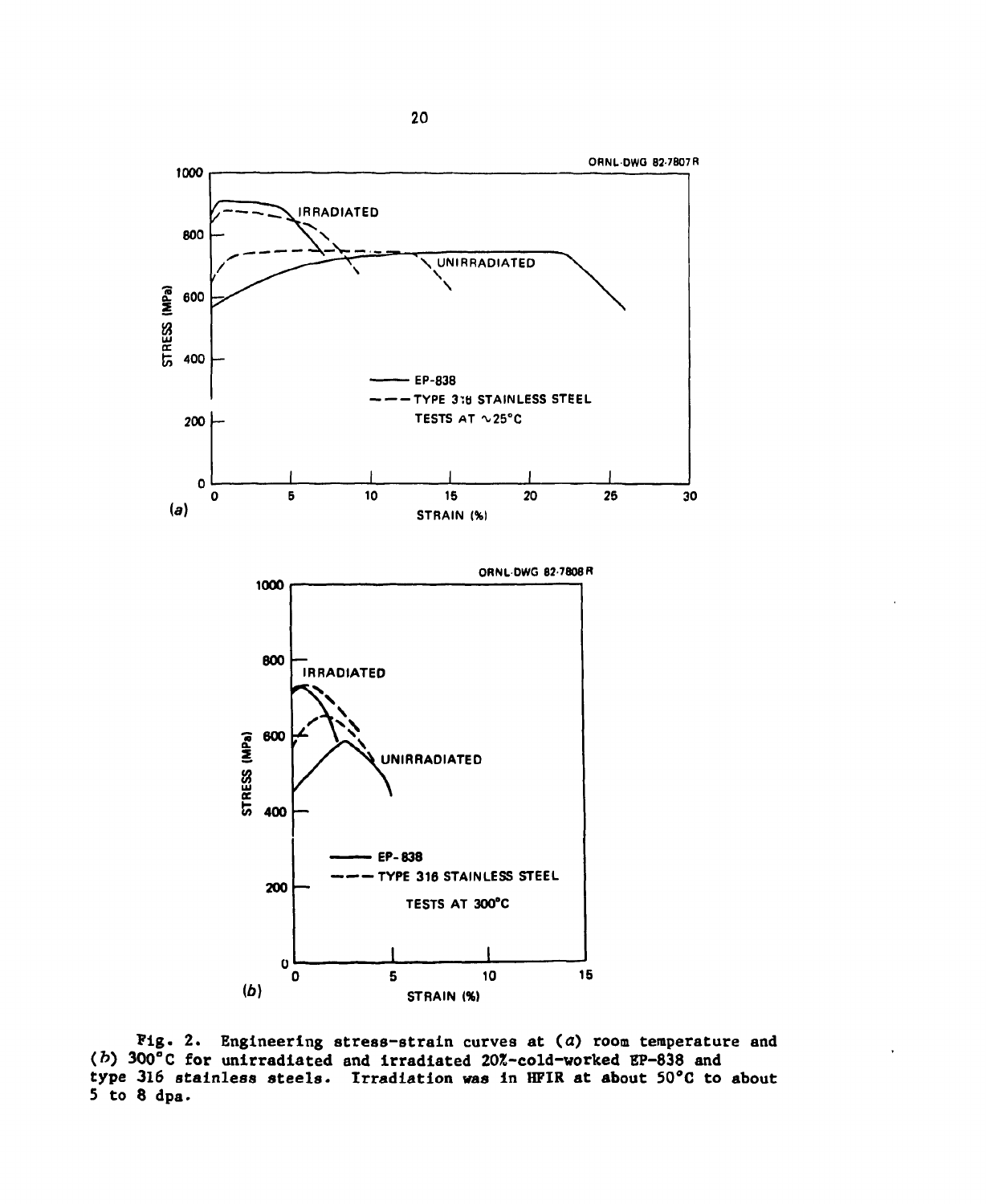Fig. 2. Engineering stress-strain curves at (*a*) room temperature and (*b*) 300°C for unirradiated and irradiated 20%-cold-worked EP-838 and type 316 stainless steels. Irradiation was in HFIR at about 50°C to about 5 to 8 dpa.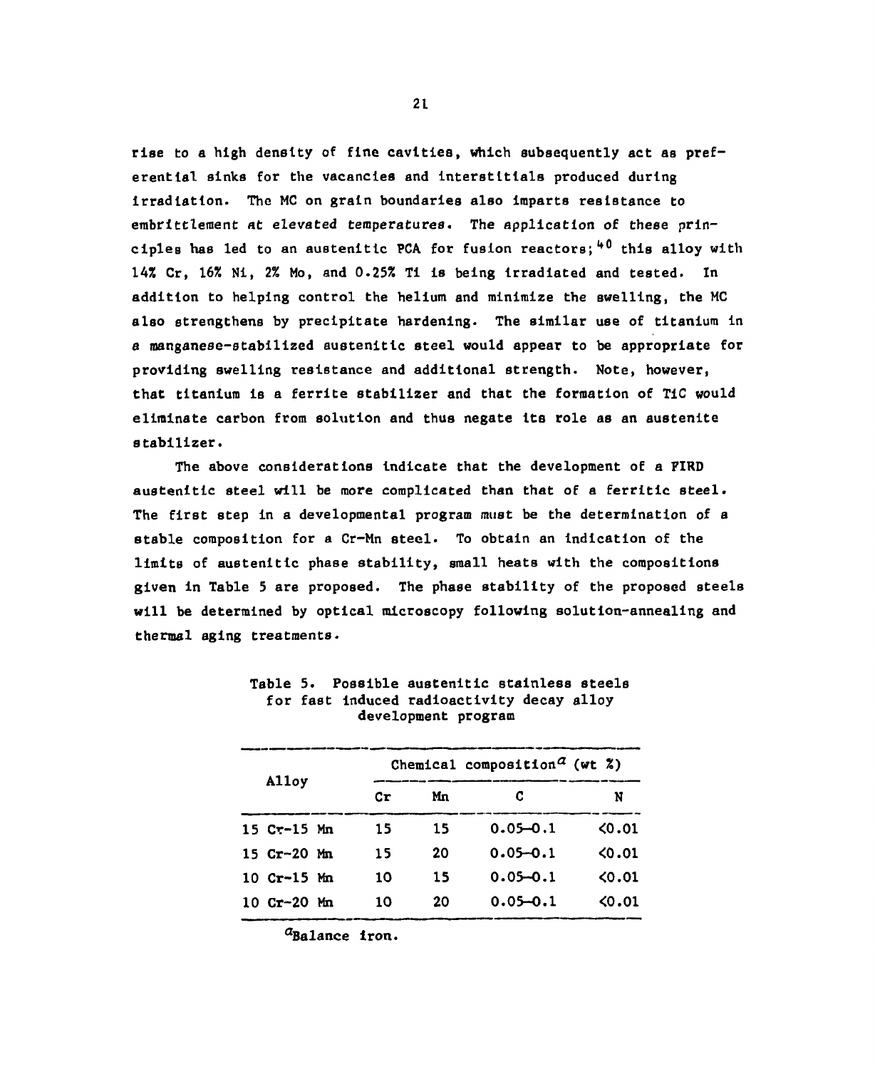rise to a high density of fine cavities, which subsequently act as preferential sinks for the vacancies and interstitials produced during irradiation. The MC on grain boundaries also imparts resistance to embrittlement at elevated temperatures. The application of these principles has led to an austenitic PCA for fusion reactors;[40] this alloy with 14% Cr, 16% Ni, 2% Mo, and 0.25% Ti is being irradiated and tested. In addition to helping control the helium and minimize the swelling, the MC also strengthens by precipitate hardening. The similar use of titanium in a manganese-stabilized austenitic steel would appear to be appropriate for providing swelling resistance and additional strength. Note, however, that titanium is a ferrite stabilizer and that the formation of TiC would eliminate carbon from solution and thus negate its role as an austenite stabilizer.

The above considerations indicate that the development of a FIRD austenitic steel will be more complicated than that of a ferritic steel. The first step in a developmental program must be the determination of a stable composition for a Cr-Mn steel. To obtain an indication of the limits of austenitic phase stability, small heats with the compositions given in Table 5 are proposed. The phase stability of the proposed steels will be determined by optical microscopy following solution-annealing and thermal aging treatments.

Table 5. Possible austenitic stainless steels for fast induced radioactivity decay alloy development program

| Alloy | Chemical composition[a] (wt %) | | | |
|---|---|---|---|---|
| | Cr | Mn | C | N |
| 15 Cr-15 Mn | 15 | 15 | 0.05–0.1 | <0.01 |
| 15 Cr-20 Mn | 15 | 20 | 0.05–0.1 | <0.01 |
| 10 Cr-15 Mn | 10 | 15 | 0.05–0.1 | <0.01 |
| 10 Cr-20 Mn | 10 | 20 | 0.05–0.1 | <0.01 |

[a]Balance iron.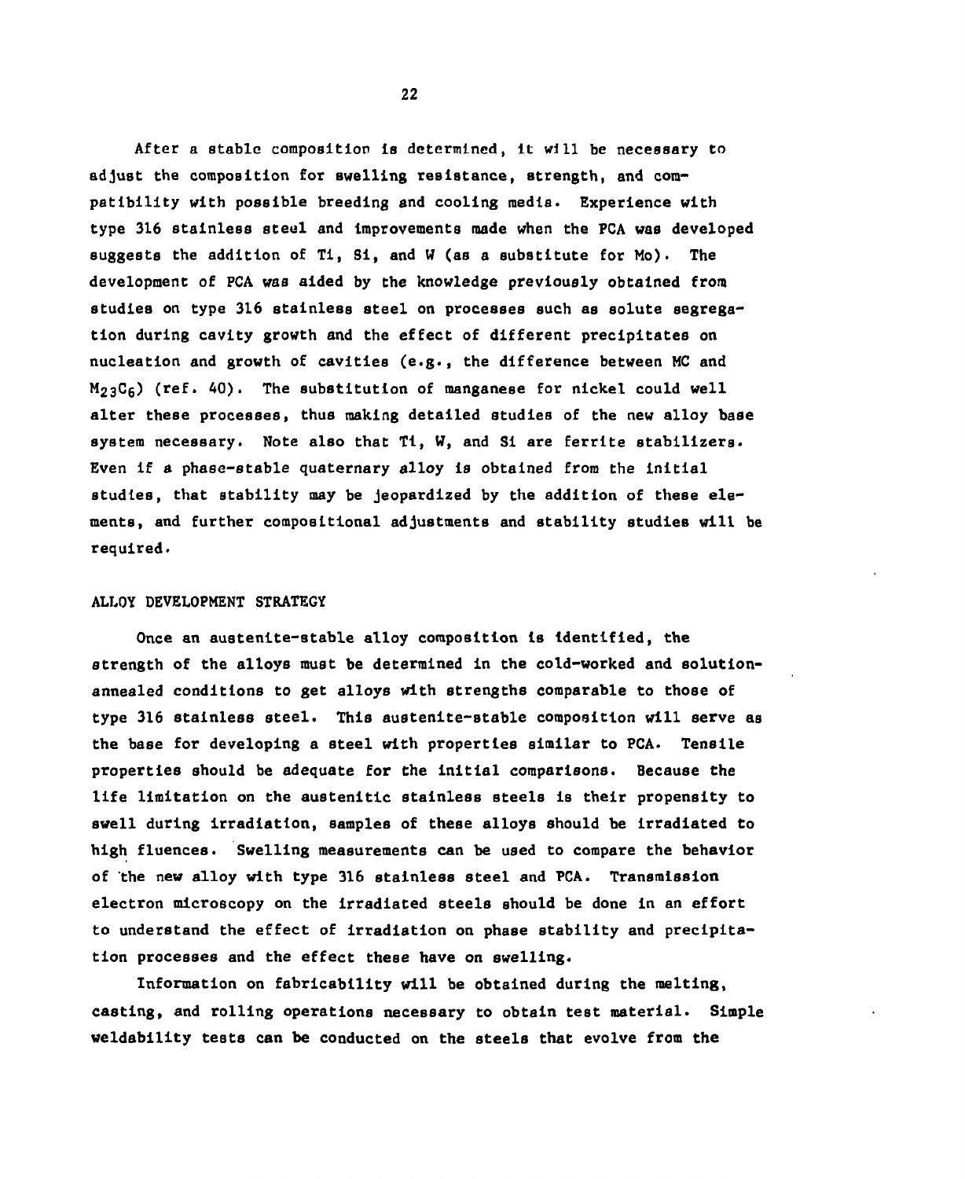After a stable composition is determined, it will be necessary to adjust the composition for swelling resistance, strength, and compatibility with possible breeding and cooling media. Experience with type 316 stainless steel and improvements made when the PCA was developed suggests the addition of Ti, Si, and W (as a substitute for Mo). The development of PCA was aided by the knowledge previously obtained from studies on type 316 stainless steel on processes such as solute segregation during cavity growth and the effect of different precipitates on nucleation and growth of cavities (e.g., the difference between MC and $M_{23}C_6$) (ref. 40). The substitution of manganese for nickel could well alter these processes, thus making detailed studies of the new alloy base system necessary. Note also that Ti, W, and Si are ferrite stabilizers. Even if a phase-stable quaternary alloy is obtained from the initial studies, that stability may be jeopardized by the addition of these elements, and further compositional adjustments and stability studies will be required.

## ALLOY DEVELOPMENT STRATEGY

Once an austenite-stable alloy composition is identified, the strength of the alloys must be determined in the cold-worked and solution-annealed conditions to get alloys with strengths comparable to those of type 316 stainless steel. This austenite-stable composition will serve as the base for developing a steel with properties similar to PCA. Tensile properties should be adequate for the initial comparisons. Because the life limitation on the austenitic stainless steels is their propensity to swell during irradiation, samples of these alloys should be irradiated to high fluences. Swelling measurements can be used to compare the behavior of the new alloy with type 316 stainless steel and PCA. Transmission electron microscopy on the irradiated steels should be done in an effort to understand the effect of irradiation on phase stability and precipitation processes and the effect these have on swelling.

Information on fabricability will be obtained during the melting, casting, and rolling operations necessary to obtain test material. Simple weldability tests can be conducted on the steels that evolve from the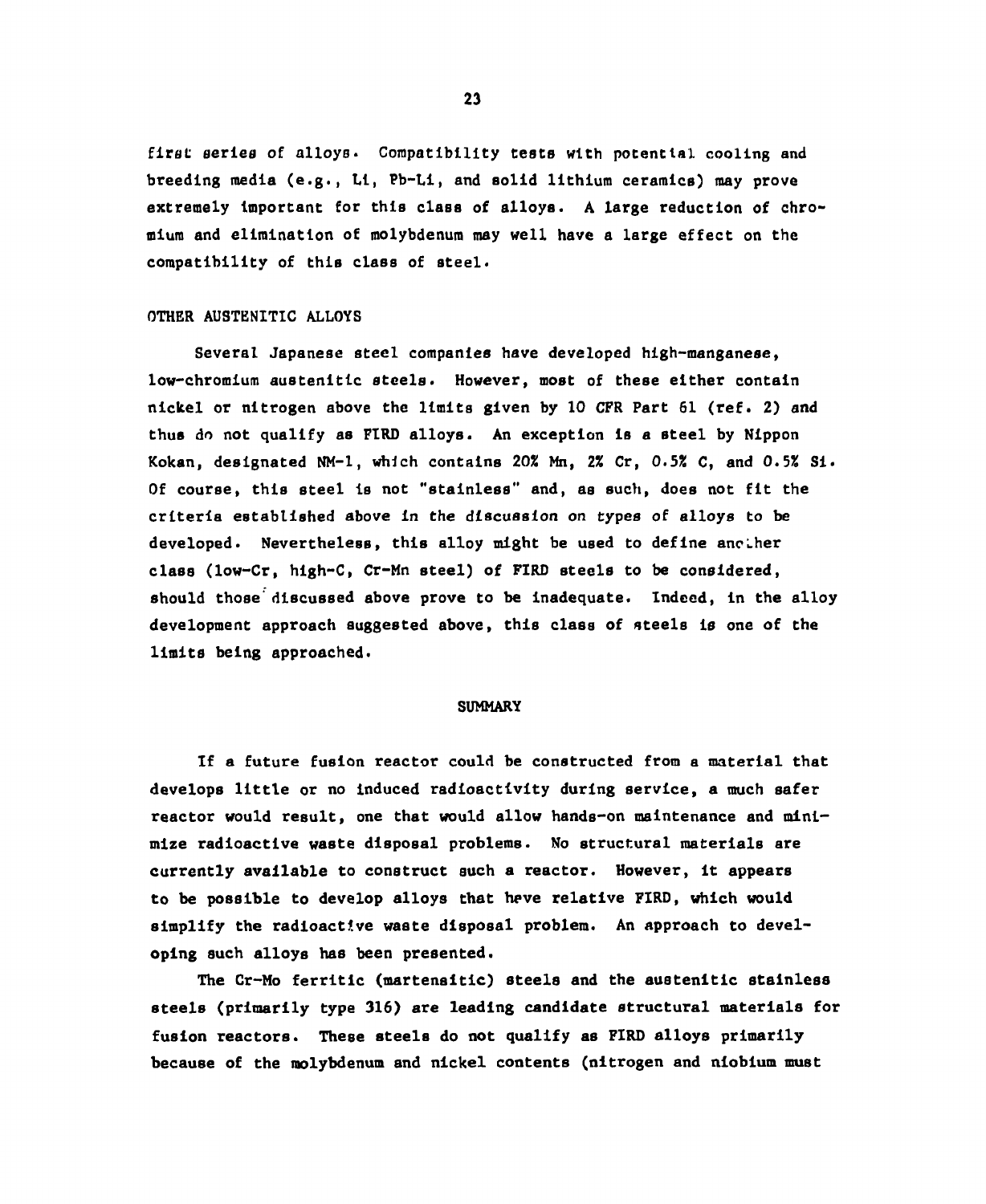first series of alloys. Compatibility tests with potential cooling and breeding media (e.g., Li, Pb-Li, and solid lithium ceramics) may prove extremely important for this class of alloys. A large reduction of chromium and elimination of molybdenum may well have a large effect on the compatibility of this class of steel.

## OTHER AUSTENITIC ALLOYS

Several Japanese steel companies have developed high-manganese, low-chromium austenitic steels. However, most of these either contain nickel or nitrogen above the limits given by 10 CFR Part 61 (ref. 2) and thus do not qualify as FIRD alloys. An exception is a steel by Nippon Kokan, designated NM-1, which contains 20% Mn, 2% Cr, 0.5% C, and 0.5% Si. Of course, this steel is not "stainless" and, as such, does not fit the criteria established above in the discussion on types of alloys to be developed. Nevertheless, this alloy might be used to define another class (low-Cr, high-C, Cr-Mn steel) of FIRD steels to be considered, should those discussed above prove to be inadequate. Indeed, in the alloy development approach suggested above, this class of steels is one of the limits being approached.

## SUMMARY

If a future fusion reactor could be constructed from a material that develops little or no induced radioactivity during service, a much safer reactor would result, one that would allow hands-on maintenance and minimize radioactive waste disposal problems. No structural materials are currently available to construct such a reactor. However, it appears to be possible to develop alloys that have relative FIRD, which would simplify the radioactive waste disposal problem. An approach to developing such alloys has been presented.

The Cr-Mo ferritic (martensitic) steels and the austenitic stainless steels (primarily type 316) are leading candidate structural materials for fusion reactors. These steels do not qualify as FIRD alloys primarily because of the molybdenum and nickel contents (nitrogen and niobium must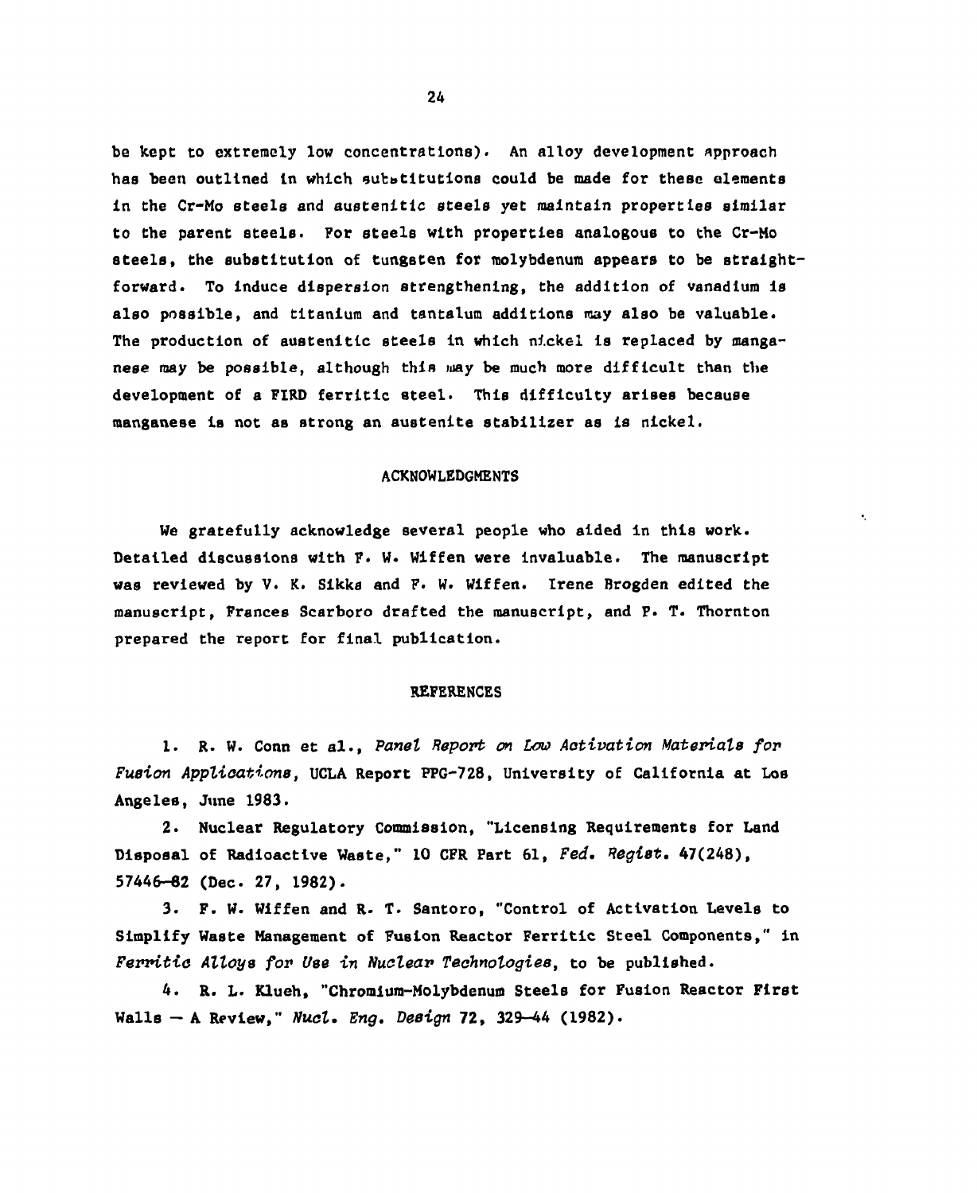be kept to extremely low concentrations). An alloy development approach has been outlined in which substitutions could be made for these elements in the Cr-Mo steels and austenitic steels yet maintain properties similar to the parent steels. For steels with properties analogous to the Cr-Mo steels, the substitution of tungsten for molybdenum appears to be straightforward. To induce dispersion strengthening, the addition of vanadium is also possible, and titanium and tantalum additions may also be valuable. The production of austenitic steels in which nickel is replaced by manganese may be possible, although this may be much more difficult than the development of a FIRD ferritic steel. This difficulty arises because manganese is not as strong an austenite stabilizer as is nickel.

## ACKNOWLEDGMENTS

We gratefully acknowledge several people who aided in this work. Detailed discussions with F. W. Wiffen were invaluable. The manuscript was reviewed by V. K. Sikka and F. W. Wiffen. Irene Brogden edited the manuscript, Frances Scarboro drafted the manuscript, and P. T. Thornton prepared the report for final publication.

## REFERENCES

1. R. W. Conn et al., *Panel Report on Low Activation Materials for Fusion Applications*, UCLA Report PPG-728, University of California at Los Angeles, June 1983.

2. Nuclear Regulatory Commission, "Licensing Requirements for Land Disposal of Radioactive Waste," 10 CFR Part 61, *Fed. Regist.* 47(248), 57446–82 (Dec. 27, 1982).

3. F. W. Wiffen and R. T. Santoro, "Control of Activation Levels to Simplify Waste Management of Fusion Reactor Ferritic Steel Components," in *Ferritic Alloys for Use in Nuclear Technologies*, to be published.

4. R. L. Klueh, "Chromium-Molybdenum Steels for Fusion Reactor First Walls — A Review," *Nucl. Eng. Design* 72, 329–44 (1982).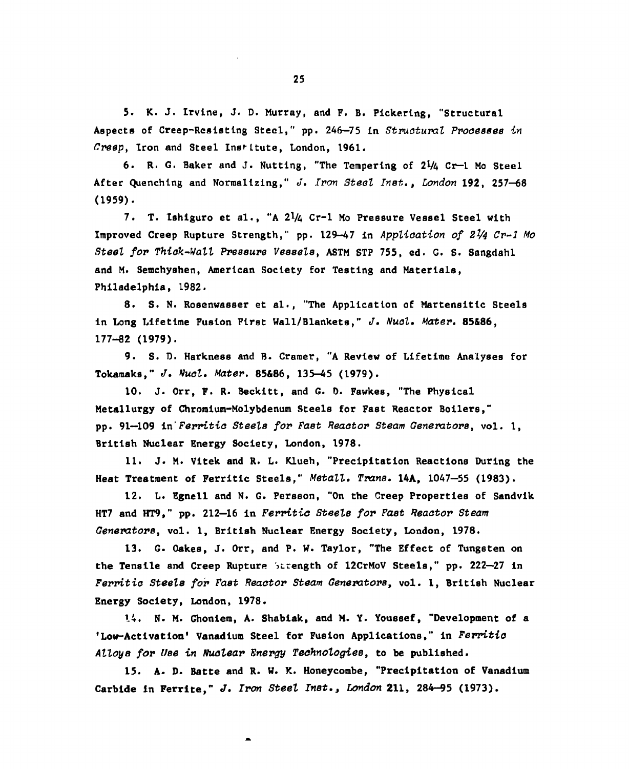5. K. J. Irvine, J. D. Murray, and F. B. Pickering, "Structural Aspects of Creep-Resisting Steel," pp. 246–75 in *Structural Processes in Creep*, Iron and Steel Institute, London, 1961.

6. R. G. Baker and J. Nutting, "The Tempering of 2¼ Cr–1 Mo Steel After Quenching and Normalizing," *J. Iron Steel Inst., London* **192**, 257–68 (1959).

7. T. Ishiguro et al., "A 2¼ Cr-1 Mo Pressure Vessel Steel with Improved Creep Rupture Strength," pp. 129–47 in *Application of 2¼ Cr-1 Mo Steel for Thick-Wall Pressure Vessels*, ASTM STP 755, ed. G. S. Sangdahl and M. Semchyshen, American Society for Testing and Materials, Philadelphia, 1982.

8. S. N. Rosenwasser et al., "The Application of Martensitic Steels in Long Lifetime Fusion First Wall/Blankets," *J. Nucl. Mater.* **85&86**, 177–82 (1979).

9. S. D. Harkness and B. Cramer, "A Review of Lifetime Analyses for Tokamaks," *J. Nucl. Mater.* **85&86**, 135–45 (1979).

10. J. Orr, F. R. Beckitt, and G. D. Fawkes, "The Physical Metallurgy of Chromium-Molybdenum Steels for Fast Reactor Boilers," pp. 91–109 in *Ferritic Steels for Fast Reactor Steam Generators*, vol. 1, British Nuclear Energy Society, London, 1978.

11. J. M. Vitek and R. L. Klueh, "Precipitation Reactions During the Heat Treatment of Ferritic Steels," *Metall. Trans.* **14A**, 1047–55 (1983).

12. L. Egnell and N. G. Persson, "On the Creep Properties of Sandvik HT7 and HT9," pp. 212–16 in *Ferritic Steels for Fast Reactor Steam Generators*, vol. 1, British Nuclear Energy Society, London, 1978.

13. G. Oakes, J. Orr, and P. W. Taylor, "The Effect of Tungsten on the Tensile and Creep Rupture Strength of 12CrMoV Steels," pp. 222–27 in *Ferritic Steels for Fast Reactor Steam Generators*, vol. 1, British Nuclear Energy Society, London, 1978.

14. N. M. Ghoniem, A. Shabiak, and M. Y. Youssef, "Development of a 'Low-Activation' Vanadium Steel for Fusion Applications," in *Ferritic Alloys for Use in Nuclear Energy Technologies*, to be published.

15. A. D. Batte and R. W. K. Honeycombe, "Precipitation of Vanadium Carbide in Ferrite," *J. Iron Steel Inst., London* **211**, 284–95 (1973).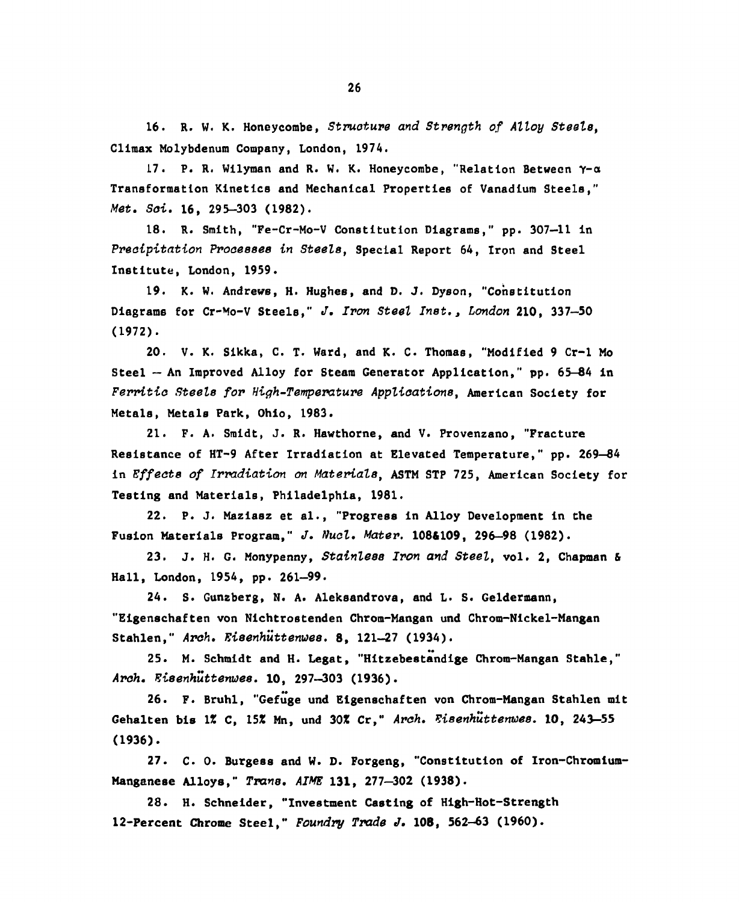16. R. W. K. Honeycombe, *Structure and Strength of Alloy Steels*, Climax Molybdenum Company, London, 1974.

17. P. R. Wilyman and R. W. K. Honeycombe, "Relation Between γ-α Transformation Kinetics and Mechanical Properties of Vanadium Steels," *Met. Sci.* **16**, 295–303 (1982).

18. R. Smith, "Fe-Cr-Mo-V Constitution Diagrams," pp. 307–11 in *Precipitation Processes in Steels*, Special Report 64, Iron and Steel Institute, London, 1959.

19. K. W. Andrews, H. Hughes, and D. J. Dyson, "Constitution Diagrams for Cr-Mo-V Steels," *J. Iron Steel Inst., London* **210**, 337–50 (1972).

20. V. K. Sikka, C. T. Ward, and K. C. Thomas, "Modified 9 Cr-1 Mo Steel — An Improved Alloy for Steam Generator Application," pp. 65–84 in *Ferritic Steels for High-Temperature Applications*, American Society for Metals, Metals Park, Ohio, 1983.

21. F. A. Smidt, J. R. Hawthorne, and V. Provenzano, "Fracture Resistance of HT-9 After Irradiation at Elevated Temperature," pp. 269–84 in *Effects of Irradiation on Materials*, ASTM STP 725, American Society for Testing and Materials, Philadelphia, 1981.

22. P. J. Maziasz et al., "Progress in Alloy Development in the Fusion Materials Program," *J. Nucl. Mater.* **108&109**, 296–98 (1982).

23. J. H. G. Monypenny, *Stainless Iron and Steel*, vol. 2, Chapman & Hall, London, 1954, pp. 261–99.

24. S. Gunzberg, N. A. Aleksandrova, and L. S. Geldermann, "Eigenschaften von Nichtrostenden Chrom-Mangan und Chrom-Nickel-Mangan Stahlen," *Arch. Eisenhüttenwes.* **8**, 121–27 (1934).

25. M. Schmidt and H. Legat, "Hitzebeständige Chrom-Mangan Stahle," *Arch. Eisenhüttenwes.* **10**, 297–303 (1936).

26. F. Bruhl, "Gefüge und Eigenschaften von Chrom-Mangan Stahlen mit Gehalten bis 1% C, 15% Mn, und 30% Cr," *Arch. Eisenhüttenwes.* **10**, 243–55 (1936).

27. C. O. Burgess and W. D. Forgeng, "Constitution of Iron-Chromium-Manganese Alloys," *Trans. AIME* **131**, 277–302 (1938).

28. H. Schneider, "Investment Casting of High-Hot-Strength 12-Percent Chrome Steel," *Foundry Trade J.* **108**, 562–63 (1960).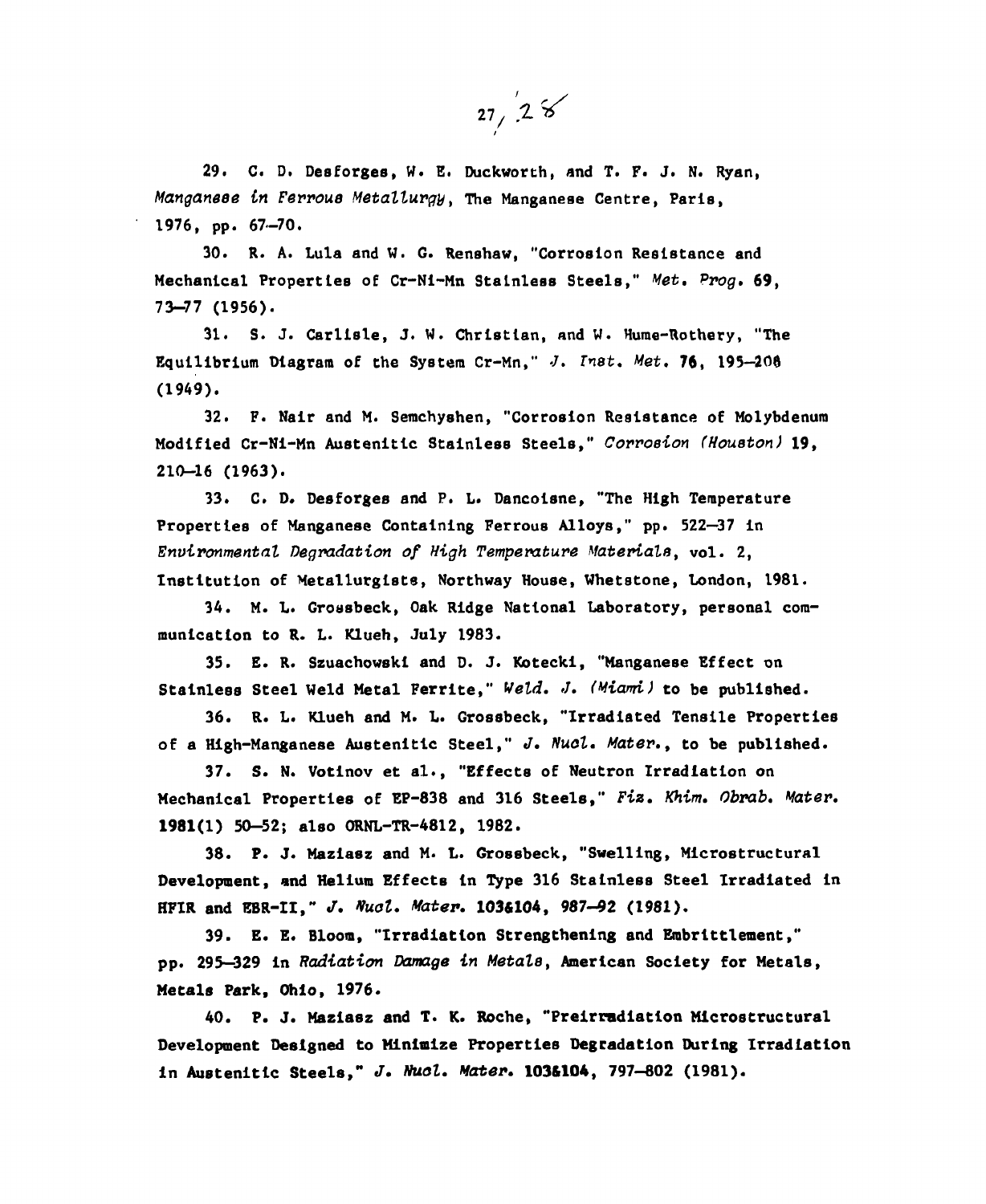29. C. D. Desforges, W. E. Duckworth, and T. F. J. N. Ryan, *Manganese in Ferrous Metallurgy*, The Manganese Centre, Paris, 1976, pp. 67–70.

30. R. A. Lula and W. G. Renshaw, "Corrosion Resistance and Mechanical Properties of Cr-Ni-Mn Stainless Steels," *Met. Prog.* **69**, 73–77 (1956).

31. S. J. Carlisle, J. W. Christian, and W. Hume-Rothery, "The Equilibrium Diagram of the System Cr-Mn," *J. Inst. Met.* **76**, 195–208 (1949).

32. F. Nair and M. Semchyshen, "Corrosion Resistance of Molybdenum Modified Cr-Ni-Mn Austenitic Stainless Steels," *Corrosion (Houston)* **19**, 210–16 (1963).

33. C. D. Desforges and P. L. Dancoisne, "The High Temperature Properties of Manganese Containing Ferrous Alloys," pp. 522–37 in *Environmental Degradation of High Temperature Materials*, vol. 2, Institution of Metallurgists, Northway House, Whetstone, London, 1981.

34. M. L. Grossbeck, Oak Ridge National Laboratory, personal communication to R. L. Klueh, July 1983.

35. E. R. Szuachowski and D. J. Kotecki, "Manganese Effect on Stainless Steel Weld Metal Ferrite," *Weld. J. (Miami)* to be published.

36. R. L. Klueh and M. L. Grossbeck, "Irradiated Tensile Properties of a High-Manganese Austenitic Steel," *J. Nucl. Mater.*, to be published.

37. S. N. Votinov et al., "Effects of Neutron Irradiation on Mechanical Properties of EP-838 and 316 Steels," *Fiz. Khim. Obrab. Mater.* **1981**(1) 50–52; also ORNL-TR-4812, 1982.

38. P. J. Maziasz and M. L. Grossbeck, "Swelling, Microstructural Development, and Helium Effects in Type 316 Stainless Steel Irradiated in HFIR and EBR-II," *J. Nucl. Mater.* **103&104**, 987–92 (1981).

39. E. E. Bloom, "Irradiation Strengthening and Embrittlement," pp. 295–329 in *Radiation Damage in Metals*, American Society for Metals, Metals Park, Ohio, 1976.

40. P. J. Maziasz and T. K. Roche, "Preirradiation Microstructural Development Designed to Minimize Properties Degradation During Irradiation in Austenitic Steels," *J. Nucl. Mater.* **103&104**, 797–802 (1981).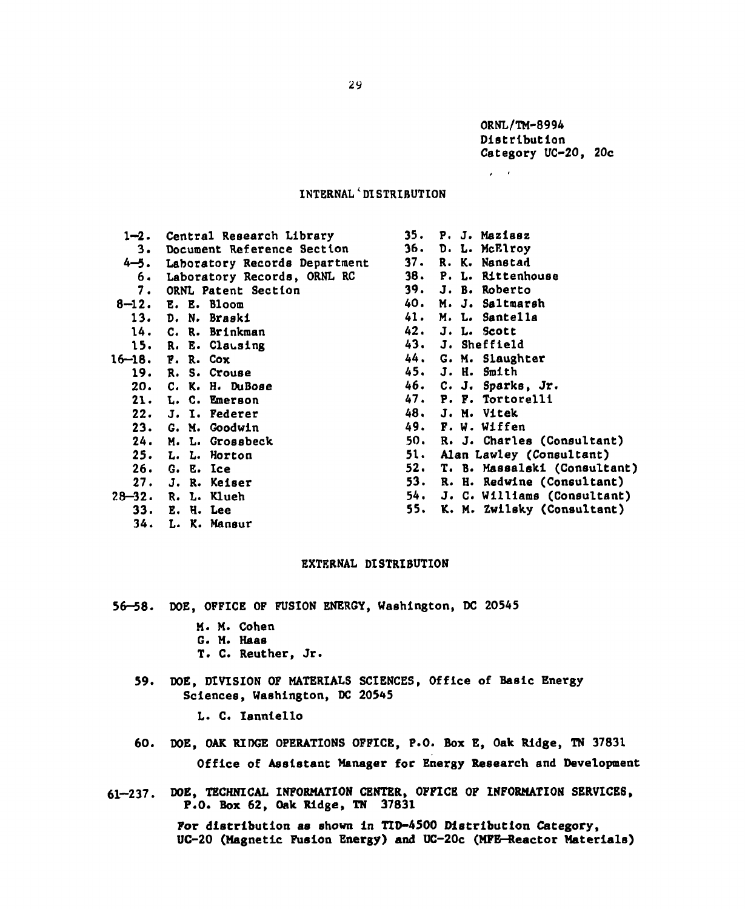ORNL/TM-8994
Distribution
Category UC-20, 20c

## INTERNAL DISTRIBUTION

1–2. Central Research Library
3. Document Reference Section
4–5. Laboratory Records Department
6. Laboratory Records, ORNL RC
7. ORNL Patent Section
8–12. E. E. Bloom
13. D. N. Braski
14. C. R. Brinkman
15. R. E. Clausing
16–18. F. R. Cox
19. R. S. Crouse
20. C. K. H. DuBose
21. L. C. Emerson
22. J. I. Federer
23. G. M. Goodwin
24. M. L. Grossbeck
25. L. L. Horton
26. G. E. Ice
27. J. R. Keiser
28–32. R. L. Klueh
33. E. H. Lee
34. L. K. Mansur
35. P. J. Maziasz
36. D. L. McElroy
37. R. K. Nanstad
38. P. L. Rittenhouse
39. J. B. Roberto
40. M. J. Saltmarsh
41. M. L. Santella
42. J. L. Scott
43. J. Sheffield
44. G. M. Slaughter
45. J. H. Smith
46. C. J. Sparks, Jr.
47. P. F. Tortorelli
48. J. M. Vitek
49. F. W. Wiffen
50. R. J. Charles (Consultant)
51. Alan Lawley (Consultant)
52. T. B. Massalski (Consultant)
53. R. H. Redwine (Consultant)
54. J. C. Williams (Consultant)
55. K. M. Zwilsky (Consultant)

## EXTERNAL DISTRIBUTION

56–58. DOE, OFFICE OF FUSION ENERGY, Washington, DC 20545

M. M. Cohen
G. M. Haas
T. C. Reuther, Jr.

59. DOE, DIVISION OF MATERIALS SCIENCES, Office of Basic Energy Sciences, Washington, DC 20545

L. C. Ianniello

60. DOE, OAK RIDGE OPERATIONS OFFICE, P.O. Box E, Oak Ridge, TN 37831

Office of Assistant Manager for Energy Research and Development

61–237. DOE, TECHNICAL INFORMATION CENTER, OFFICE OF INFORMATION SERVICES, P.O. Box 62, Oak Ridge, TN 37831

For distribution as shown in TID-4500 Distribution Category, UC-20 (Magnetic Fusion Energy) and UC-20c (MFE—Reactor Materials)